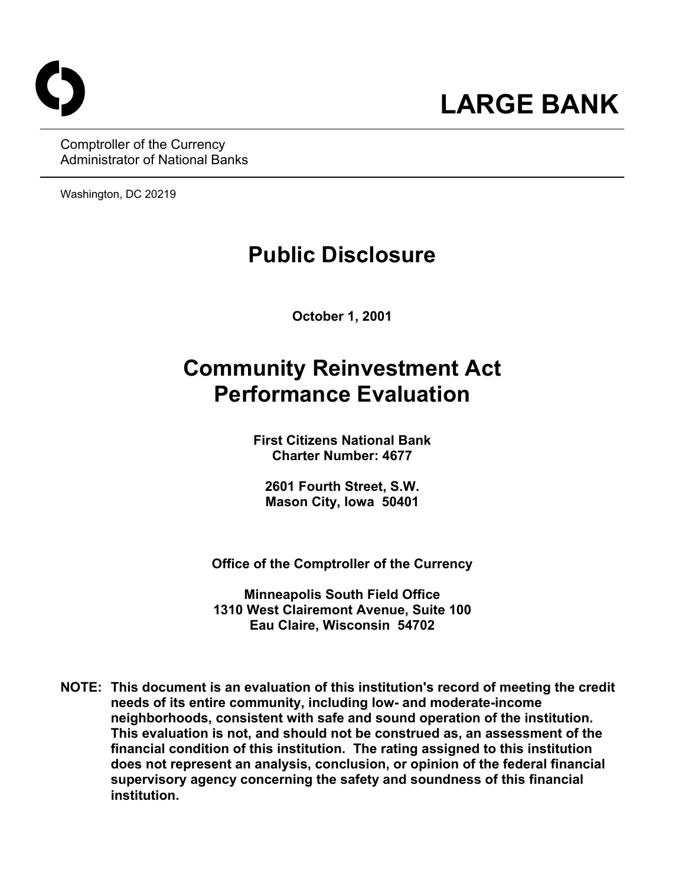# LARGE BANK

Comptroller of the Currency
Administrator of National Banks

Washington, DC 20219

# Public Disclosure

**October 1, 2001**

# Community Reinvestment Act Performance Evaluation

**First Citizens National Bank**
**Charter Number: 4677**

**2601 Fourth Street, S.W.**
**Mason City, Iowa 50401**

**Office of the Comptroller of the Currency**

**Minneapolis South Field Office**
**1310 West Clairemont Avenue, Suite 100**
**Eau Claire, Wisconsin 54702**

**NOTE: This document is an evaluation of this institution's record of meeting the credit needs of its entire community, including low- and moderate-income neighborhoods, consistent with safe and sound operation of the institution. This evaluation is not, and should not be construed as, an assessment of the financial condition of this institution. The rating assigned to this institution does not represent an analysis, conclusion, or opinion of the federal financial supervisory agency concerning the safety and soundness of this financial institution.**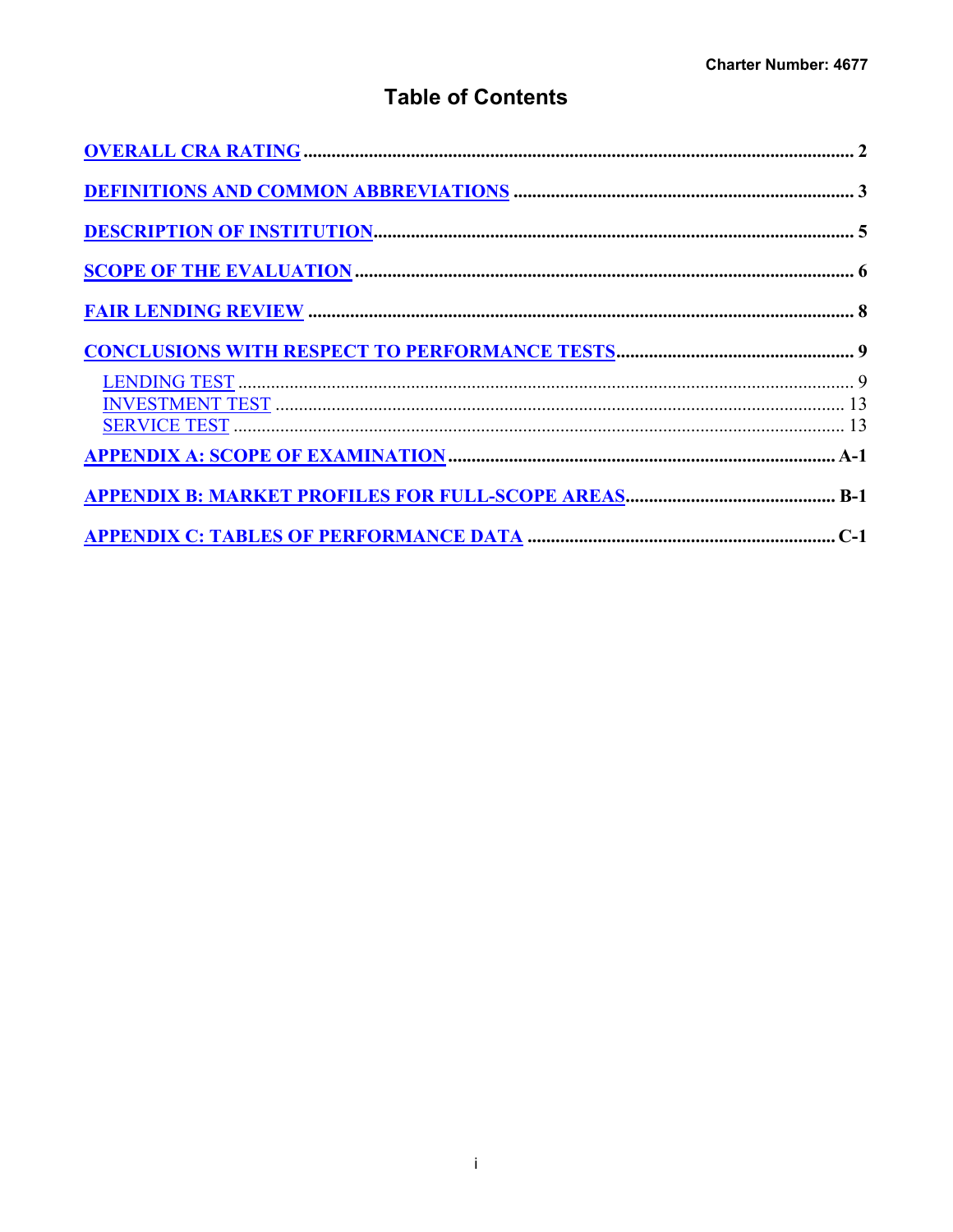# Table of Contents

- [OVERALL CRA RATING](#) ... 2
- [DEFINITIONS AND COMMON ABBREVIATIONS](#) ... 3
- [DESCRIPTION OF INSTITUTION](#) ... 5
- [SCOPE OF THE EVALUATION](#) ... 6
- [FAIR LENDING REVIEW](#) ... 8
- [CONCLUSIONS WITH RESPECT TO PERFORMANCE TESTS](#) ... 9
  - [LENDING TEST](#) ... 9
  - [INVESTMENT TEST](#) ... 13
  - [SERVICE TEST](#) ... 13
- [APPENDIX A: SCOPE OF EXAMINATION](#) ... A-1
- [APPENDIX B: MARKET PROFILES FOR FULL-SCOPE AREAS](#) ... B-1
- [APPENDIX C: TABLES OF PERFORMANCE DATA](#) ... C-1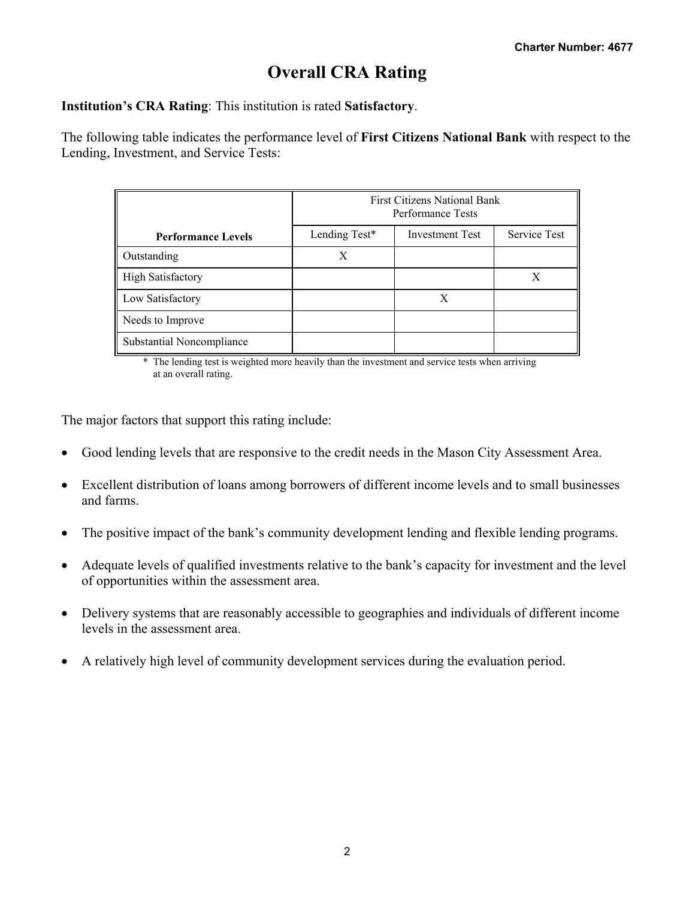# Overall CRA Rating

**Institution's CRA Rating**: This institution is rated **Satisfactory**.

The following table indicates the performance level of **First Citizens National Bank** with respect to the Lending, Investment, and Service Tests:

| | First Citizens National Bank Performance Tests | | |
|---|---|---|---|
| **Performance Levels** | Lending Test* | Investment Test | Service Test |
| Outstanding | X | | |
| High Satisfactory | | | X |
| Low Satisfactory | | X | |
| Needs to Improve | | | |
| Substantial Noncompliance | | | |

\* The lending test is weighted more heavily than the investment and service tests when arriving at an overall rating.

The major factors that support this rating include:

- Good lending levels that are responsive to the credit needs in the Mason City Assessment Area.
- Excellent distribution of loans among borrowers of different income levels and to small businesses and farms.
- The positive impact of the bank's community development lending and flexible lending programs.
- Adequate levels of qualified investments relative to the bank's capacity for investment and the level of opportunities within the assessment area.
- Delivery systems that are reasonably accessible to geographies and individuals of different income levels in the assessment area.
- A relatively high level of community development services during the evaluation period.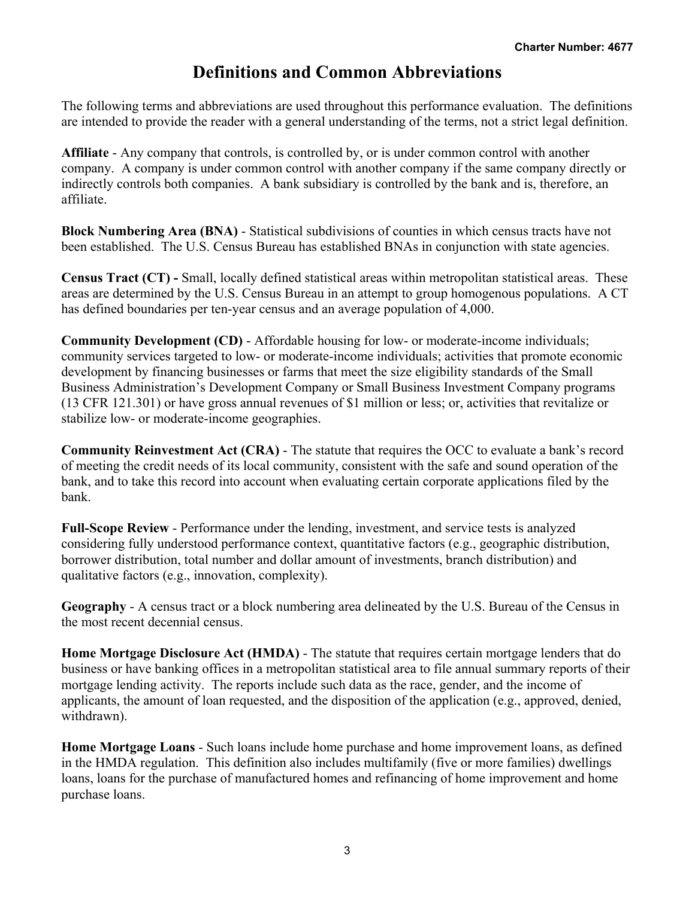# Definitions and Common Abbreviations

The following terms and abbreviations are used throughout this performance evaluation. The definitions are intended to provide the reader with a general understanding of the terms, not a strict legal definition.

**Affiliate** - Any company that controls, is controlled by, or is under common control with another company. A company is under common control with another company if the same company directly or indirectly controls both companies. A bank subsidiary is controlled by the bank and is, therefore, an affiliate.

**Block Numbering Area (BNA)** - Statistical subdivisions of counties in which census tracts have not been established. The U.S. Census Bureau has established BNAs in conjunction with state agencies.

**Census Tract (CT) -** Small, locally defined statistical areas within metropolitan statistical areas. These areas are determined by the U.S. Census Bureau in an attempt to group homogenous populations. A CT has defined boundaries per ten-year census and an average population of 4,000.

**Community Development (CD)** - Affordable housing for low- or moderate-income individuals; community services targeted to low- or moderate-income individuals; activities that promote economic development by financing businesses or farms that meet the size eligibility standards of the Small Business Administration's Development Company or Small Business Investment Company programs (13 CFR 121.301) or have gross annual revenues of $1 million or less; or, activities that revitalize or stabilize low- or moderate-income geographies.

**Community Reinvestment Act (CRA)** - The statute that requires the OCC to evaluate a bank's record of meeting the credit needs of its local community, consistent with the safe and sound operation of the bank, and to take this record into account when evaluating certain corporate applications filed by the bank.

**Full-Scope Review** - Performance under the lending, investment, and service tests is analyzed considering fully understood performance context, quantitative factors (e.g., geographic distribution, borrower distribution, total number and dollar amount of investments, branch distribution) and qualitative factors (e.g., innovation, complexity).

**Geography** - A census tract or a block numbering area delineated by the U.S. Bureau of the Census in the most recent decennial census.

**Home Mortgage Disclosure Act (HMDA)** - The statute that requires certain mortgage lenders that do business or have banking offices in a metropolitan statistical area to file annual summary reports of their mortgage lending activity. The reports include such data as the race, gender, and the income of applicants, the amount of loan requested, and the disposition of the application (e.g., approved, denied, withdrawn).

**Home Mortgage Loans** - Such loans include home purchase and home improvement loans, as defined in the HMDA regulation. This definition also includes multifamily (five or more families) dwellings loans, loans for the purchase of manufactured homes and refinancing of home improvement and home purchase loans.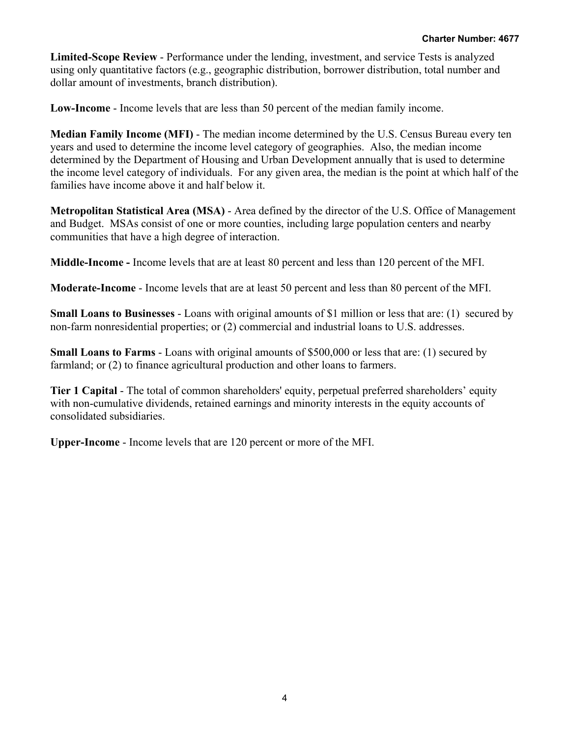**Limited-Scope Review** - Performance under the lending, investment, and service Tests is analyzed using only quantitative factors (e.g., geographic distribution, borrower distribution, total number and dollar amount of investments, branch distribution).

**Low-Income** - Income levels that are less than 50 percent of the median family income.

**Median Family Income (MFI)** - The median income determined by the U.S. Census Bureau every ten years and used to determine the income level category of geographies. Also, the median income determined by the Department of Housing and Urban Development annually that is used to determine the income level category of individuals. For any given area, the median is the point at which half of the families have income above it and half below it.

**Metropolitan Statistical Area (MSA)** - Area defined by the director of the U.S. Office of Management and Budget. MSAs consist of one or more counties, including large population centers and nearby communities that have a high degree of interaction.

**Middle-Income -** Income levels that are at least 80 percent and less than 120 percent of the MFI.

**Moderate-Income** - Income levels that are at least 50 percent and less than 80 percent of the MFI.

**Small Loans to Businesses** - Loans with original amounts of $1 million or less that are: (1) secured by non-farm nonresidential properties; or (2) commercial and industrial loans to U.S. addresses.

**Small Loans to Farms** - Loans with original amounts of $500,000 or less that are: (1) secured by farmland; or (2) to finance agricultural production and other loans to farmers.

**Tier 1 Capital** - The total of common shareholders' equity, perpetual preferred shareholders' equity with non-cumulative dividends, retained earnings and minority interests in the equity accounts of consolidated subsidiaries.

**Upper-Income** - Income levels that are 120 percent or more of the MFI.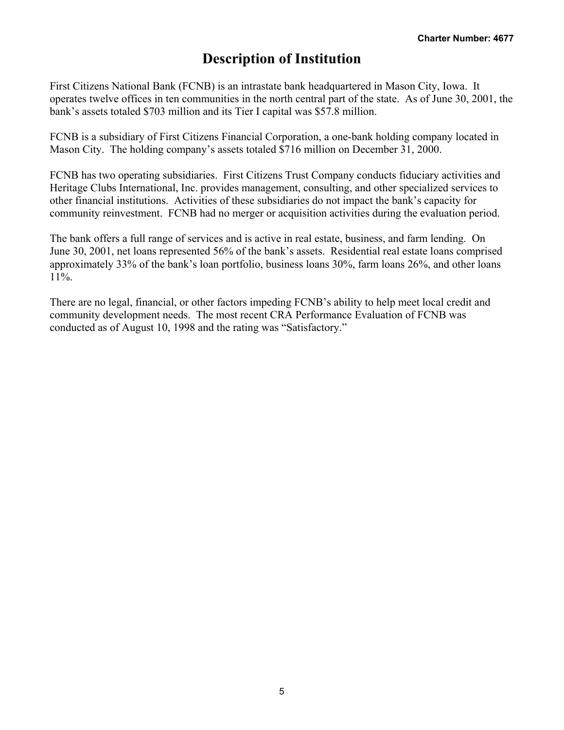# Description of Institution

First Citizens National Bank (FCNB) is an intrastate bank headquartered in Mason City, Iowa. It operates twelve offices in ten communities in the north central part of the state. As of June 30, 2001, the bank's assets totaled $703 million and its Tier I capital was $57.8 million.

FCNB is a subsidiary of First Citizens Financial Corporation, a one-bank holding company located in Mason City. The holding company's assets totaled $716 million on December 31, 2000.

FCNB has two operating subsidiaries. First Citizens Trust Company conducts fiduciary activities and Heritage Clubs International, Inc. provides management, consulting, and other specialized services to other financial institutions. Activities of these subsidiaries do not impact the bank's capacity for community reinvestment. FCNB had no merger or acquisition activities during the evaluation period.

The bank offers a full range of services and is active in real estate, business, and farm lending. On June 30, 2001, net loans represented 56% of the bank's assets. Residential real estate loans comprised approximately 33% of the bank's loan portfolio, business loans 30%, farm loans 26%, and other loans 11%.

There are no legal, financial, or other factors impeding FCNB's ability to help meet local credit and community development needs. The most recent CRA Performance Evaluation of FCNB was conducted as of August 10, 1998 and the rating was "Satisfactory."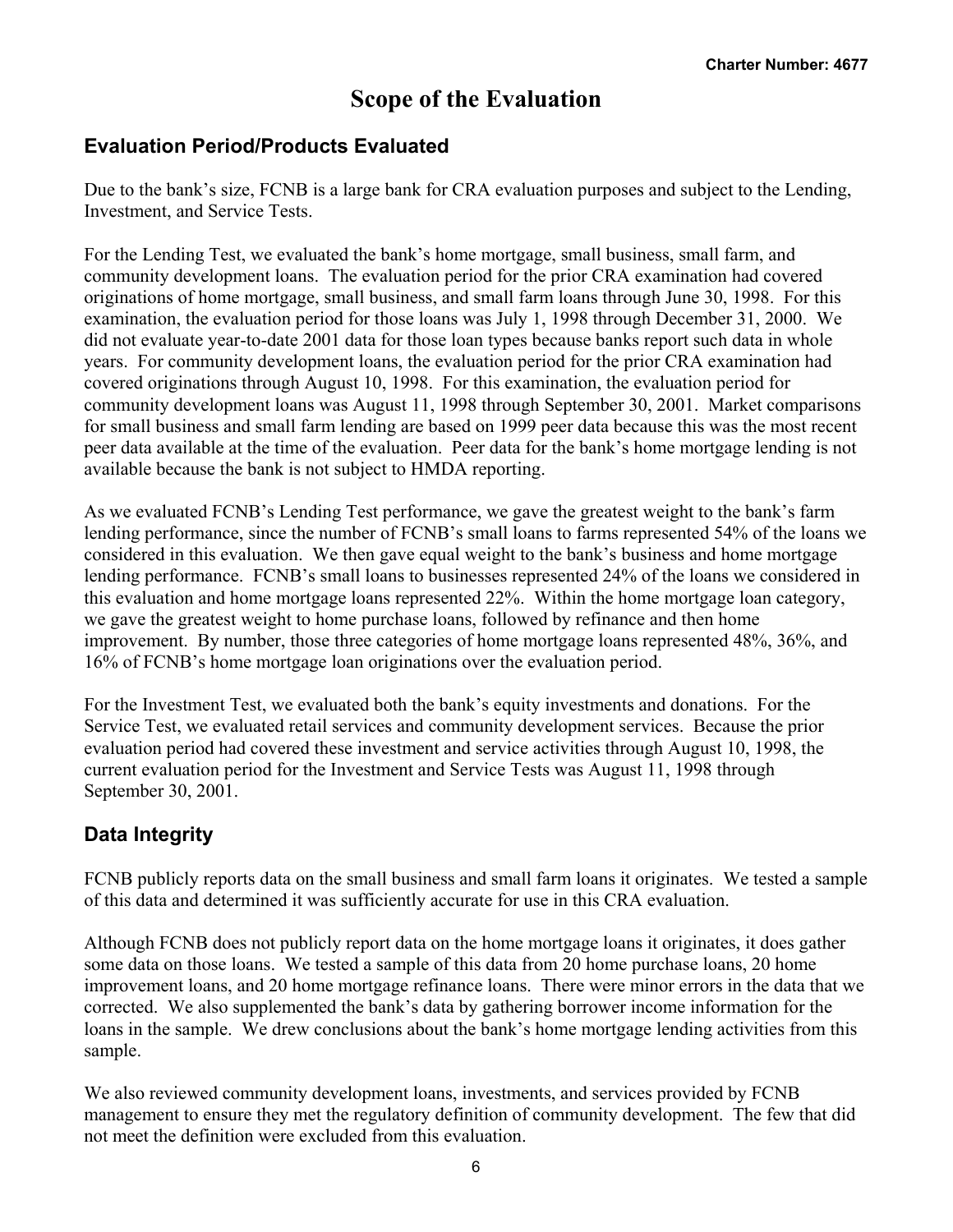# Scope of the Evaluation

## Evaluation Period/Products Evaluated

Due to the bank's size, FCNB is a large bank for CRA evaluation purposes and subject to the Lending, Investment, and Service Tests.

For the Lending Test, we evaluated the bank's home mortgage, small business, small farm, and community development loans. The evaluation period for the prior CRA examination had covered originations of home mortgage, small business, and small farm loans through June 30, 1998. For this examination, the evaluation period for those loans was July 1, 1998 through December 31, 2000. We did not evaluate year-to-date 2001 data for those loan types because banks report such data in whole years. For community development loans, the evaluation period for the prior CRA examination had covered originations through August 10, 1998. For this examination, the evaluation period for community development loans was August 11, 1998 through September 30, 2001. Market comparisons for small business and small farm lending are based on 1999 peer data because this was the most recent peer data available at the time of the evaluation. Peer data for the bank's home mortgage lending is not available because the bank is not subject to HMDA reporting.

As we evaluated FCNB's Lending Test performance, we gave the greatest weight to the bank's farm lending performance, since the number of FCNB's small loans to farms represented 54% of the loans we considered in this evaluation. We then gave equal weight to the bank's business and home mortgage lending performance. FCNB's small loans to businesses represented 24% of the loans we considered in this evaluation and home mortgage loans represented 22%. Within the home mortgage loan category, we gave the greatest weight to home purchase loans, followed by refinance and then home improvement. By number, those three categories of home mortgage loans represented 48%, 36%, and 16% of FCNB's home mortgage loan originations over the evaluation period.

For the Investment Test, we evaluated both the bank's equity investments and donations. For the Service Test, we evaluated retail services and community development services. Because the prior evaluation period had covered these investment and service activities through August 10, 1998, the current evaluation period for the Investment and Service Tests was August 11, 1998 through September 30, 2001.

## Data Integrity

FCNB publicly reports data on the small business and small farm loans it originates. We tested a sample of this data and determined it was sufficiently accurate for use in this CRA evaluation.

Although FCNB does not publicly report data on the home mortgage loans it originates, it does gather some data on those loans. We tested a sample of this data from 20 home purchase loans, 20 home improvement loans, and 20 home mortgage refinance loans. There were minor errors in the data that we corrected. We also supplemented the bank's data by gathering borrower income information for the loans in the sample. We drew conclusions about the bank's home mortgage lending activities from this sample.

We also reviewed community development loans, investments, and services provided by FCNB management to ensure they met the regulatory definition of community development. The few that did not meet the definition were excluded from this evaluation.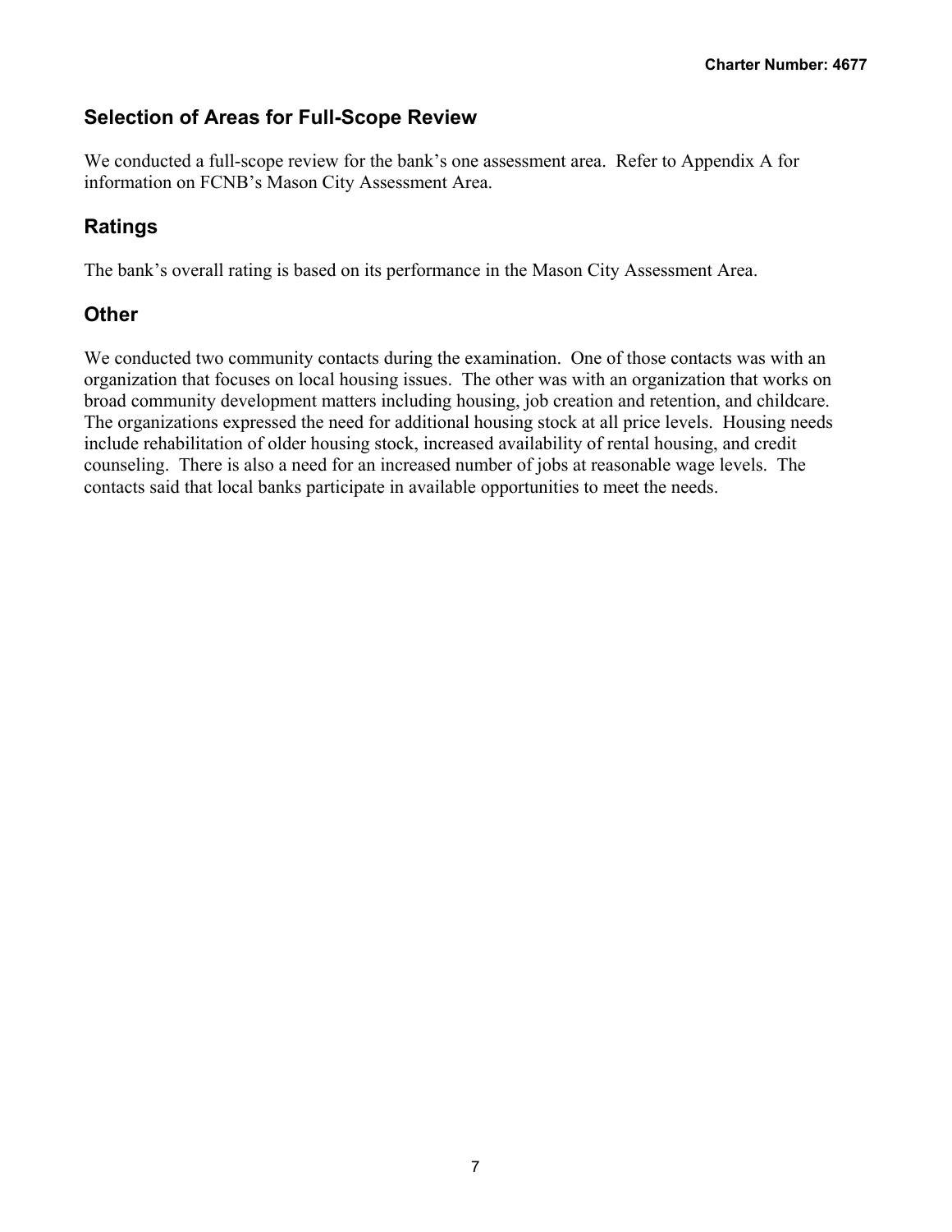## Selection of Areas for Full-Scope Review

We conducted a full-scope review for the bank's one assessment area. Refer to Appendix A for information on FCNB's Mason City Assessment Area.

## Ratings

The bank's overall rating is based on its performance in the Mason City Assessment Area.

## Other

We conducted two community contacts during the examination. One of those contacts was with an organization that focuses on local housing issues. The other was with an organization that works on broad community development matters including housing, job creation and retention, and childcare. The organizations expressed the need for additional housing stock at all price levels. Housing needs include rehabilitation of older housing stock, increased availability of rental housing, and credit counseling. There is also a need for an increased number of jobs at reasonable wage levels. The contacts said that local banks participate in available opportunities to meet the needs.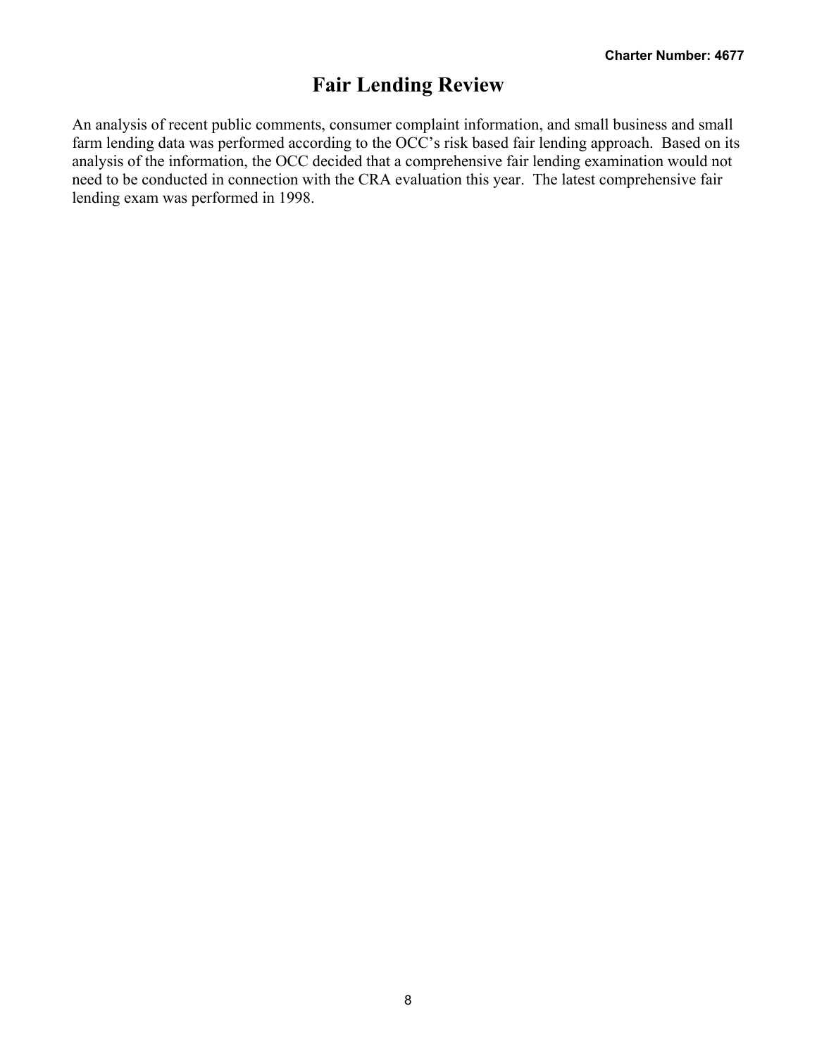# Fair Lending Review

An analysis of recent public comments, consumer complaint information, and small business and small farm lending data was performed according to the OCC's risk based fair lending approach. Based on its analysis of the information, the OCC decided that a comprehensive fair lending examination would not need to be conducted in connection with the CRA evaluation this year. The latest comprehensive fair lending exam was performed in 1998.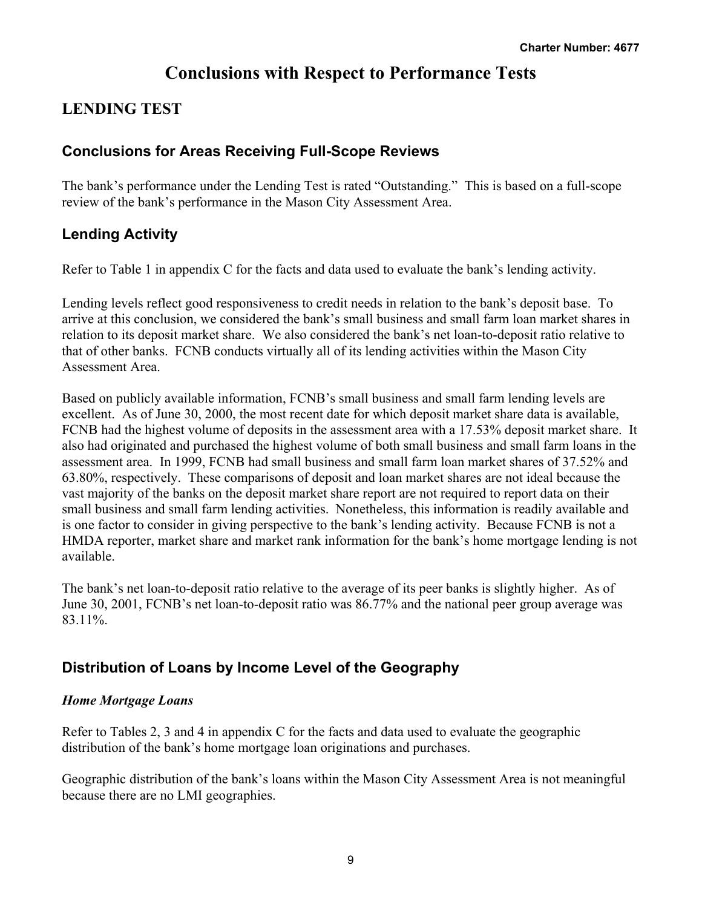# Conclusions with Respect to Performance Tests

## LENDING TEST

### Conclusions for Areas Receiving Full-Scope Reviews

The bank's performance under the Lending Test is rated "Outstanding." This is based on a full-scope review of the bank's performance in the Mason City Assessment Area.

### Lending Activity

Refer to Table 1 in appendix C for the facts and data used to evaluate the bank's lending activity.

Lending levels reflect good responsiveness to credit needs in relation to the bank's deposit base. To arrive at this conclusion, we considered the bank's small business and small farm loan market shares in relation to its deposit market share. We also considered the bank's net loan-to-deposit ratio relative to that of other banks. FCNB conducts virtually all of its lending activities within the Mason City Assessment Area.

Based on publicly available information, FCNB's small business and small farm lending levels are excellent. As of June 30, 2000, the most recent date for which deposit market share data is available, FCNB had the highest volume of deposits in the assessment area with a 17.53% deposit market share. It also had originated and purchased the highest volume of both small business and small farm loans in the assessment area. In 1999, FCNB had small business and small farm loan market shares of 37.52% and 63.80%, respectively. These comparisons of deposit and loan market shares are not ideal because the vast majority of the banks on the deposit market share report are not required to report data on their small business and small farm lending activities. Nonetheless, this information is readily available and is one factor to consider in giving perspective to the bank's lending activity. Because FCNB is not a HMDA reporter, market share and market rank information for the bank's home mortgage lending is not available.

The bank's net loan-to-deposit ratio relative to the average of its peer banks is slightly higher. As of June 30, 2001, FCNB's net loan-to-deposit ratio was 86.77% and the national peer group average was 83.11%.

### Distribution of Loans by Income Level of the Geography

#### *Home Mortgage Loans*

Refer to Tables 2, 3 and 4 in appendix C for the facts and data used to evaluate the geographic distribution of the bank's home mortgage loan originations and purchases.

Geographic distribution of the bank's loans within the Mason City Assessment Area is not meaningful because there are no LMI geographies.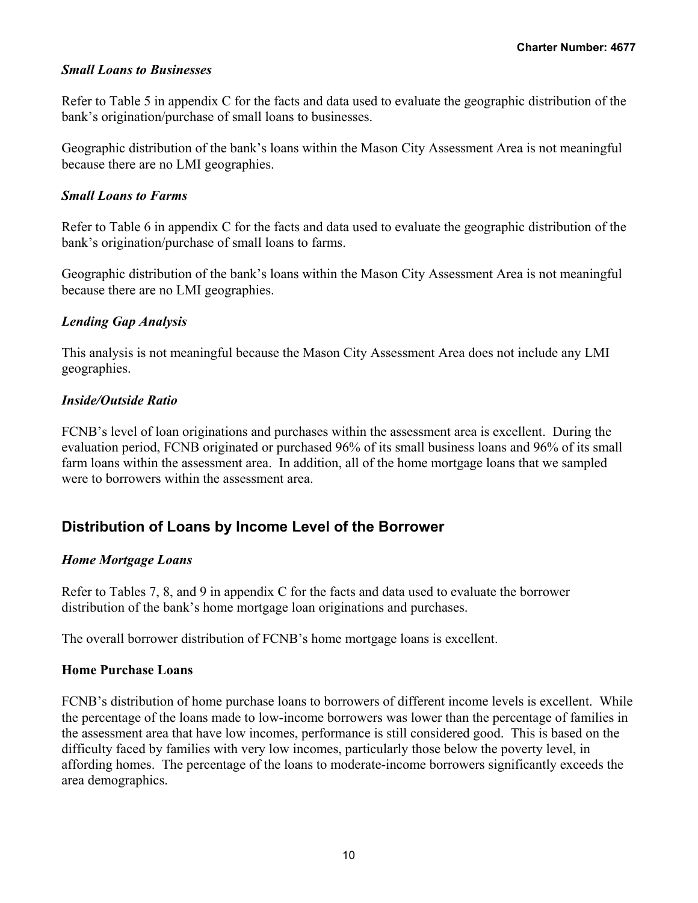### *Small Loans to Businesses*

Refer to Table 5 in appendix C for the facts and data used to evaluate the geographic distribution of the bank's origination/purchase of small loans to businesses.

Geographic distribution of the bank's loans within the Mason City Assessment Area is not meaningful because there are no LMI geographies.

### *Small Loans to Farms*

Refer to Table 6 in appendix C for the facts and data used to evaluate the geographic distribution of the bank's origination/purchase of small loans to farms.

Geographic distribution of the bank's loans within the Mason City Assessment Area is not meaningful because there are no LMI geographies.

### *Lending Gap Analysis*

This analysis is not meaningful because the Mason City Assessment Area does not include any LMI geographies.

### *Inside/Outside Ratio*

FCNB's level of loan originations and purchases within the assessment area is excellent. During the evaluation period, FCNB originated or purchased 96% of its small business loans and 96% of its small farm loans within the assessment area. In addition, all of the home mortgage loans that we sampled were to borrowers within the assessment area.

## Distribution of Loans by Income Level of the Borrower

### *Home Mortgage Loans*

Refer to Tables 7, 8, and 9 in appendix C for the facts and data used to evaluate the borrower distribution of the bank's home mortgage loan originations and purchases.

The overall borrower distribution of FCNB's home mortgage loans is excellent.

**Home Purchase Loans**

FCNB's distribution of home purchase loans to borrowers of different income levels is excellent. While the percentage of the loans made to low-income borrowers was lower than the percentage of families in the assessment area that have low incomes, performance is still considered good. This is based on the difficulty faced by families with very low incomes, particularly those below the poverty level, in affording homes. The percentage of the loans to moderate-income borrowers significantly exceeds the area demographics.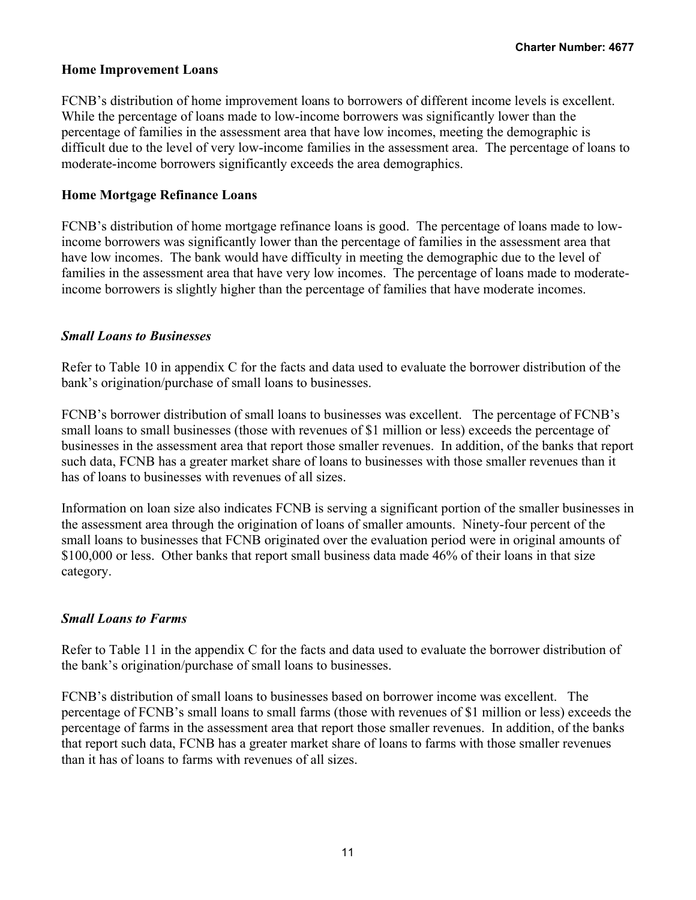### Home Improvement Loans

FCNB's distribution of home improvement loans to borrowers of different income levels is excellent. While the percentage of loans made to low-income borrowers was significantly lower than the percentage of families in the assessment area that have low incomes, meeting the demographic is difficult due to the level of very low-income families in the assessment area. The percentage of loans to moderate-income borrowers significantly exceeds the area demographics.

### Home Mortgage Refinance Loans

FCNB's distribution of home mortgage refinance loans is good. The percentage of loans made to low-income borrowers was significantly lower than the percentage of families in the assessment area that have low incomes. The bank would have difficulty in meeting the demographic due to the level of families in the assessment area that have very low incomes. The percentage of loans made to moderate-income borrowers is slightly higher than the percentage of families that have moderate incomes.

### *Small Loans to Businesses*

Refer to Table 10 in appendix C for the facts and data used to evaluate the borrower distribution of the bank's origination/purchase of small loans to businesses.

FCNB's borrower distribution of small loans to businesses was excellent. The percentage of FCNB's small loans to small businesses (those with revenues of $1 million or less) exceeds the percentage of businesses in the assessment area that report those smaller revenues. In addition, of the banks that report such data, FCNB has a greater market share of loans to businesses with those smaller revenues than it has of loans to businesses with revenues of all sizes.

Information on loan size also indicates FCNB is serving a significant portion of the smaller businesses in the assessment area through the origination of loans of smaller amounts. Ninety-four percent of the small loans to businesses that FCNB originated over the evaluation period were in original amounts of $100,000 or less. Other banks that report small business data made 46% of their loans in that size category.

### *Small Loans to Farms*

Refer to Table 11 in the appendix C for the facts and data used to evaluate the borrower distribution of the bank's origination/purchase of small loans to businesses.

FCNB's distribution of small loans to businesses based on borrower income was excellent. The percentage of FCNB's small loans to small farms (those with revenues of $1 million or less) exceeds the percentage of farms in the assessment area that report those smaller revenues. In addition, of the banks that report such data, FCNB has a greater market share of loans to farms with those smaller revenues than it has of loans to farms with revenues of all sizes.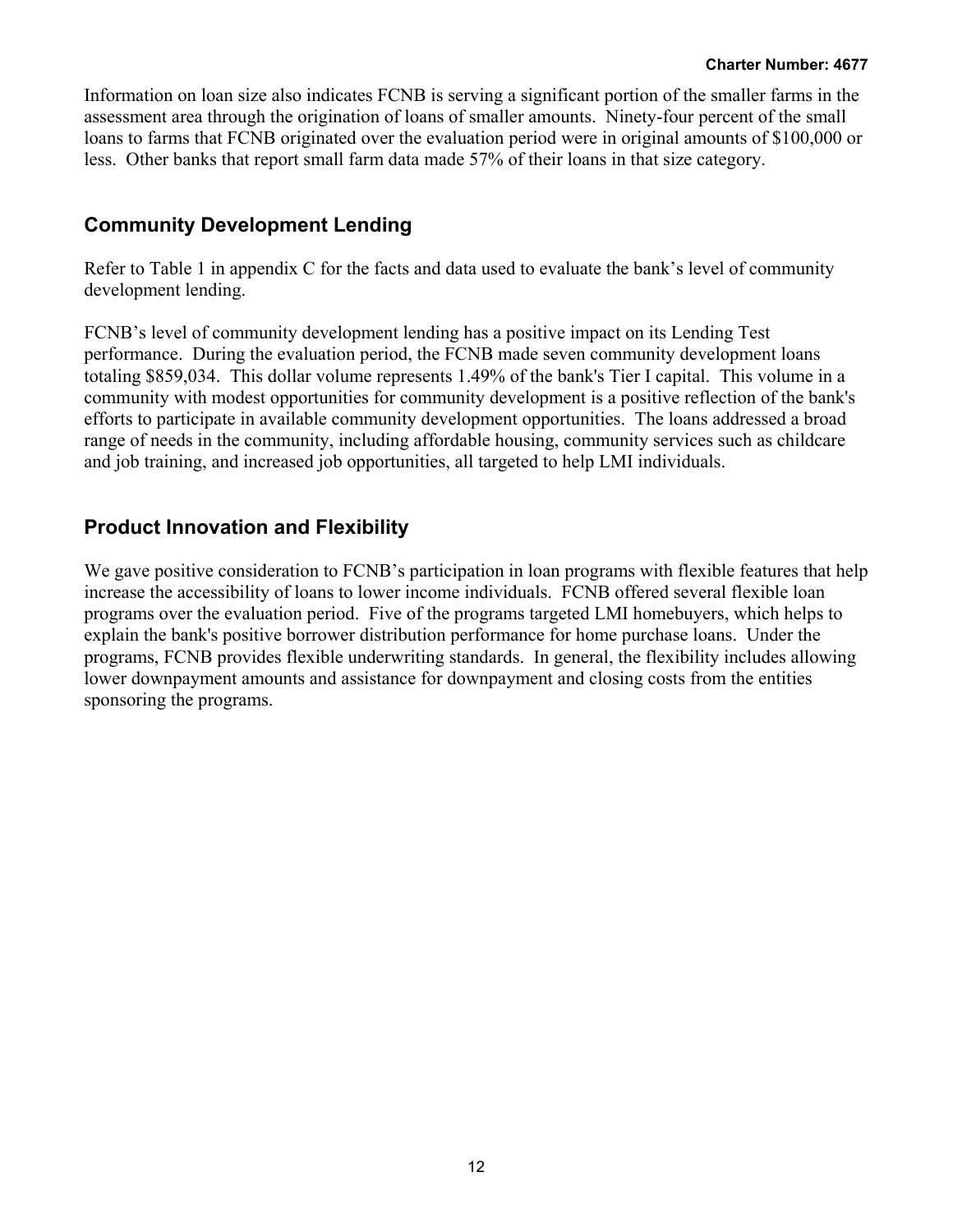Information on loan size also indicates FCNB is serving a significant portion of the smaller farms in the assessment area through the origination of loans of smaller amounts. Ninety-four percent of the small loans to farms that FCNB originated over the evaluation period were in original amounts of $100,000 or less. Other banks that report small farm data made 57% of their loans in that size category.

## Community Development Lending

Refer to Table 1 in appendix C for the facts and data used to evaluate the bank's level of community development lending.

FCNB's level of community development lending has a positive impact on its Lending Test performance. During the evaluation period, the FCNB made seven community development loans totaling $859,034. This dollar volume represents 1.49% of the bank's Tier I capital. This volume in a community with modest opportunities for community development is a positive reflection of the bank's efforts to participate in available community development opportunities. The loans addressed a broad range of needs in the community, including affordable housing, community services such as childcare and job training, and increased job opportunities, all targeted to help LMI individuals.

## Product Innovation and Flexibility

We gave positive consideration to FCNB's participation in loan programs with flexible features that help increase the accessibility of loans to lower income individuals. FCNB offered several flexible loan programs over the evaluation period. Five of the programs targeted LMI homebuyers, which helps to explain the bank's positive borrower distribution performance for home purchase loans. Under the programs, FCNB provides flexible underwriting standards. In general, the flexibility includes allowing lower downpayment amounts and assistance for downpayment and closing costs from the entities sponsoring the programs.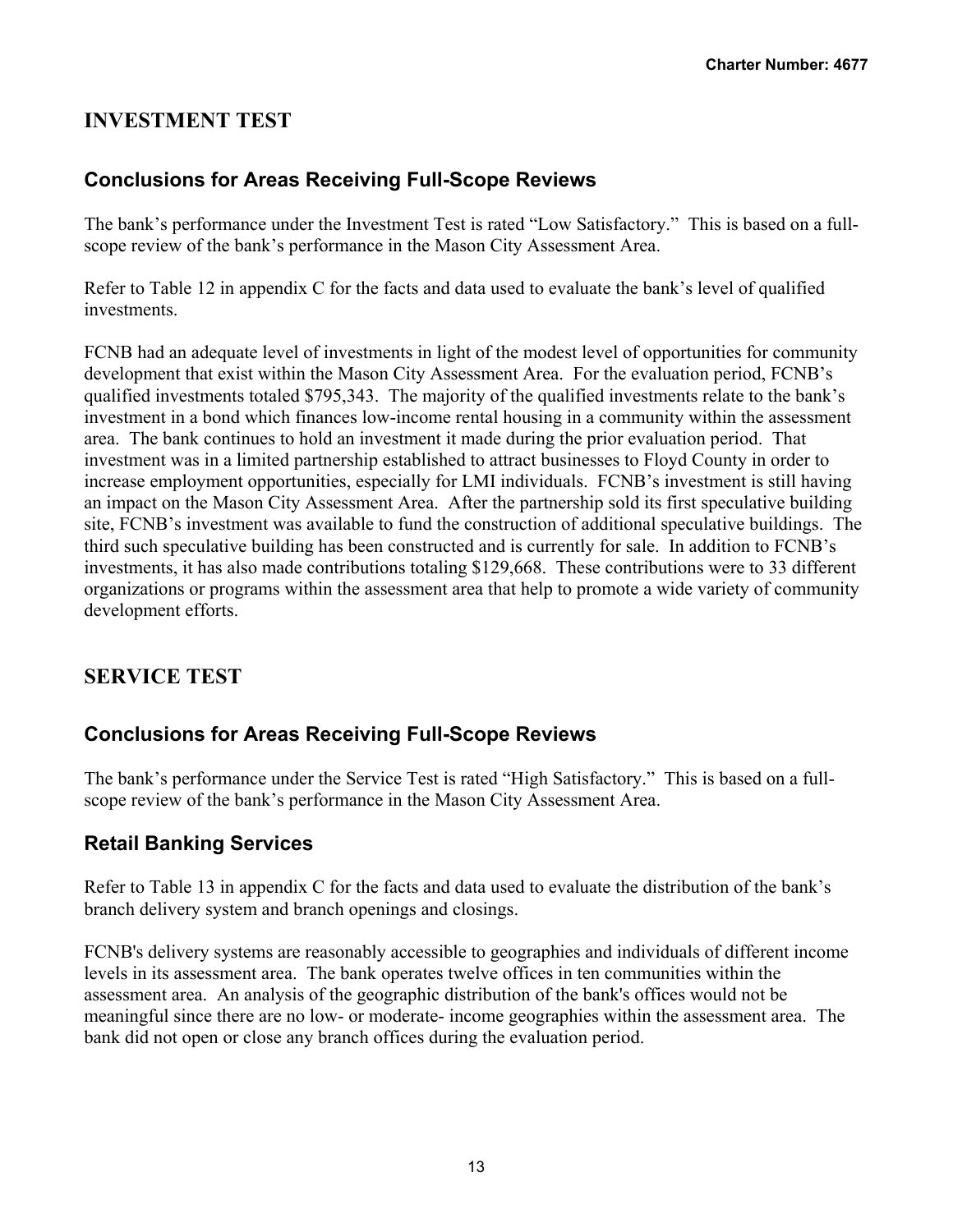## INVESTMENT TEST

### Conclusions for Areas Receiving Full-Scope Reviews

The bank's performance under the Investment Test is rated "Low Satisfactory." This is based on a full-scope review of the bank's performance in the Mason City Assessment Area.

Refer to Table 12 in appendix C for the facts and data used to evaluate the bank's level of qualified investments.

FCNB had an adequate level of investments in light of the modest level of opportunities for community development that exist within the Mason City Assessment Area. For the evaluation period, FCNB's qualified investments totaled $795,343. The majority of the qualified investments relate to the bank's investment in a bond which finances low-income rental housing in a community within the assessment area. The bank continues to hold an investment it made during the prior evaluation period. That investment was in a limited partnership established to attract businesses to Floyd County in order to increase employment opportunities, especially for LMI individuals. FCNB's investment is still having an impact on the Mason City Assessment Area. After the partnership sold its first speculative building site, FCNB's investment was available to fund the construction of additional speculative buildings. The third such speculative building has been constructed and is currently for sale. In addition to FCNB's investments, it has also made contributions totaling $129,668. These contributions were to 33 different organizations or programs within the assessment area that help to promote a wide variety of community development efforts.

## SERVICE TEST

### Conclusions for Areas Receiving Full-Scope Reviews

The bank's performance under the Service Test is rated "High Satisfactory." This is based on a full-scope review of the bank's performance in the Mason City Assessment Area.

### Retail Banking Services

Refer to Table 13 in appendix C for the facts and data used to evaluate the distribution of the bank's branch delivery system and branch openings and closings.

FCNB's delivery systems are reasonably accessible to geographies and individuals of different income levels in its assessment area. The bank operates twelve offices in ten communities within the assessment area. An analysis of the geographic distribution of the bank's offices would not be meaningful since there are no low- or moderate- income geographies within the assessment area. The bank did not open or close any branch offices during the evaluation period.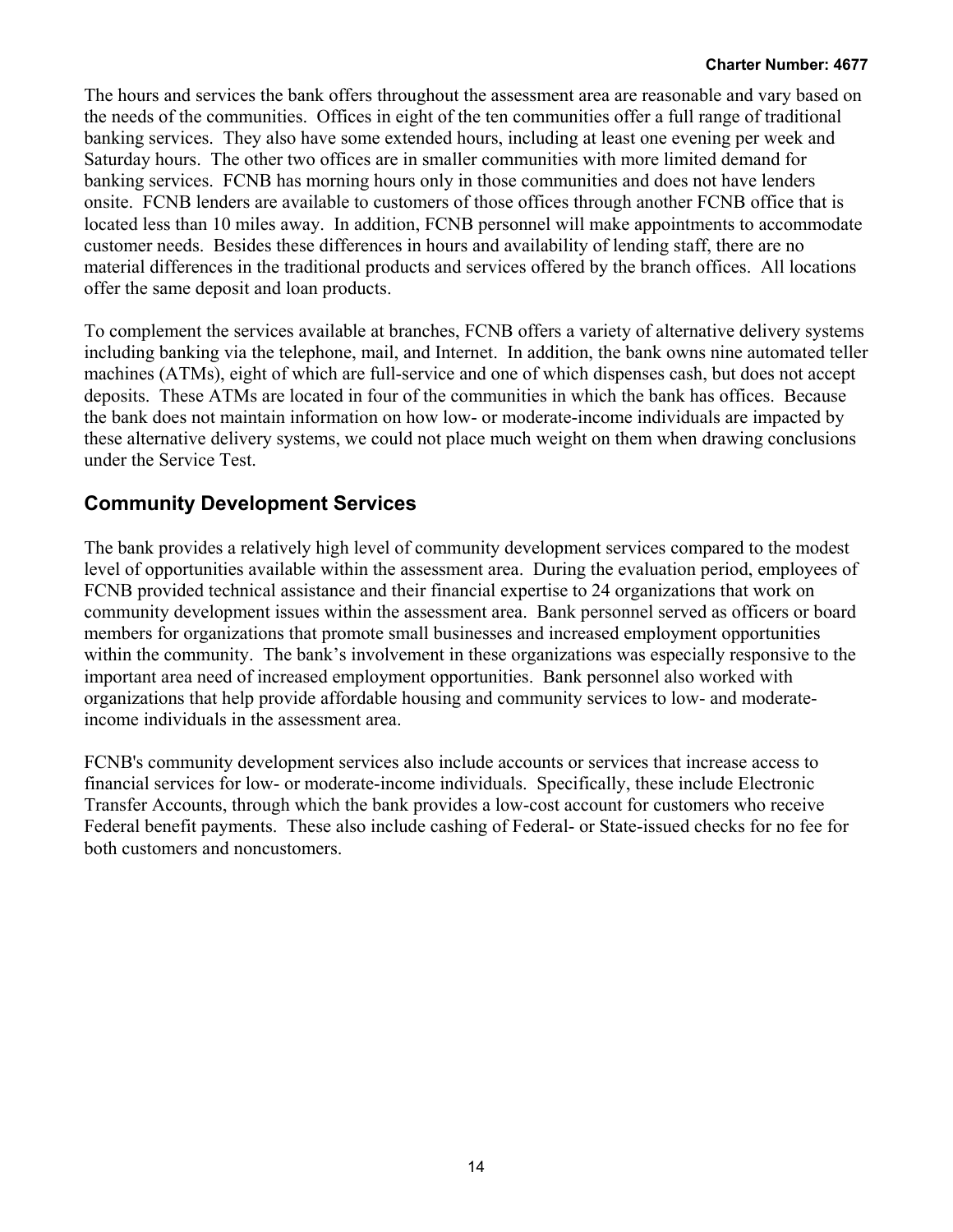The hours and services the bank offers throughout the assessment area are reasonable and vary based on the needs of the communities. Offices in eight of the ten communities offer a full range of traditional banking services. They also have some extended hours, including at least one evening per week and Saturday hours. The other two offices are in smaller communities with more limited demand for banking services. FCNB has morning hours only in those communities and does not have lenders onsite. FCNB lenders are available to customers of those offices through another FCNB office that is located less than 10 miles away. In addition, FCNB personnel will make appointments to accommodate customer needs. Besides these differences in hours and availability of lending staff, there are no material differences in the traditional products and services offered by the branch offices. All locations offer the same deposit and loan products.

To complement the services available at branches, FCNB offers a variety of alternative delivery systems including banking via the telephone, mail, and Internet. In addition, the bank owns nine automated teller machines (ATMs), eight of which are full-service and one of which dispenses cash, but does not accept deposits. These ATMs are located in four of the communities in which the bank has offices. Because the bank does not maintain information on how low- or moderate-income individuals are impacted by these alternative delivery systems, we could not place much weight on them when drawing conclusions under the Service Test.

## Community Development Services

The bank provides a relatively high level of community development services compared to the modest level of opportunities available within the assessment area. During the evaluation period, employees of FCNB provided technical assistance and their financial expertise to 24 organizations that work on community development issues within the assessment area. Bank personnel served as officers or board members for organizations that promote small businesses and increased employment opportunities within the community. The bank's involvement in these organizations was especially responsive to the important area need of increased employment opportunities. Bank personnel also worked with organizations that help provide affordable housing and community services to low- and moderate-income individuals in the assessment area.

FCNB's community development services also include accounts or services that increase access to financial services for low- or moderate-income individuals. Specifically, these include Electronic Transfer Accounts, through which the bank provides a low-cost account for customers who receive Federal benefit payments. These also include cashing of Federal- or State-issued checks for no fee for both customers and noncustomers.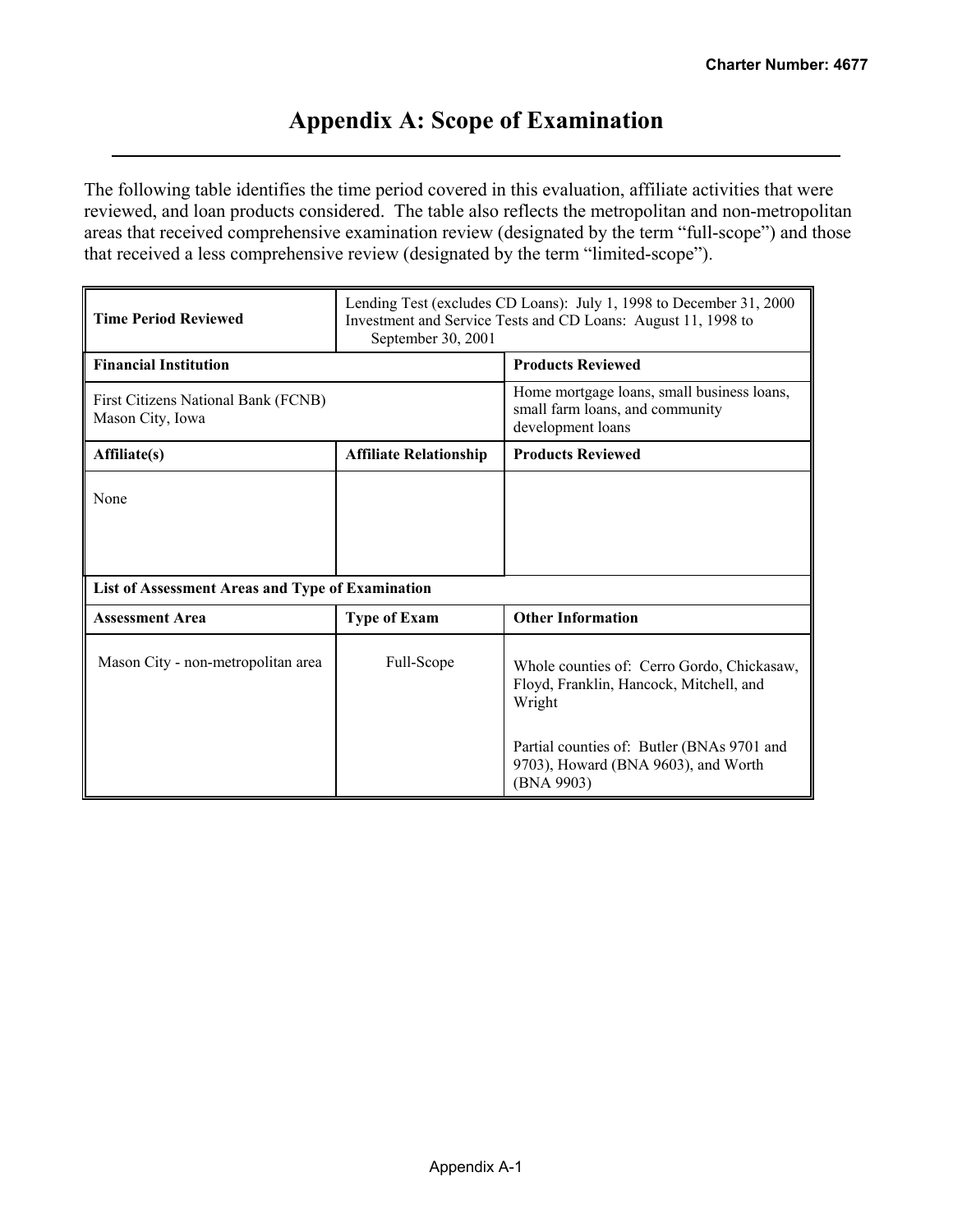# Appendix A: Scope of Examination

The following table identifies the time period covered in this evaluation, affiliate activities that were reviewed, and loan products considered. The table also reflects the metropolitan and non-metropolitan areas that received comprehensive examination review (designated by the term "full-scope") and those that received a less comprehensive review (designated by the term "limited-scope").

| **Time Period Reviewed** | Lending Test (excludes CD Loans): July 1, 1998 to December 31, 2000<br>Investment and Service Tests and CD Loans: August 11, 1998 to September 30, 2001 | |
|---|---|---|
| **Financial Institution** | | **Products Reviewed** |
| First Citizens National Bank (FCNB)<br>Mason City, Iowa | | Home mortgage loans, small business loans, small farm loans, and community development loans |
| **Affiliate(s)** | **Affiliate Relationship** | **Products Reviewed** |
| None | | |
| **List of Assessment Areas and Type of Examination** | | |
| **Assessment Area** | **Type of Exam** | **Other Information** |
| Mason City - non-metropolitan area | Full-Scope | Whole counties of: Cerro Gordo, Chickasaw, Floyd, Franklin, Hancock, Mitchell, and Wright<br><br>Partial counties of: Butler (BNAs 9701 and 9703), Howard (BNA 9603), and Worth (BNA 9903) |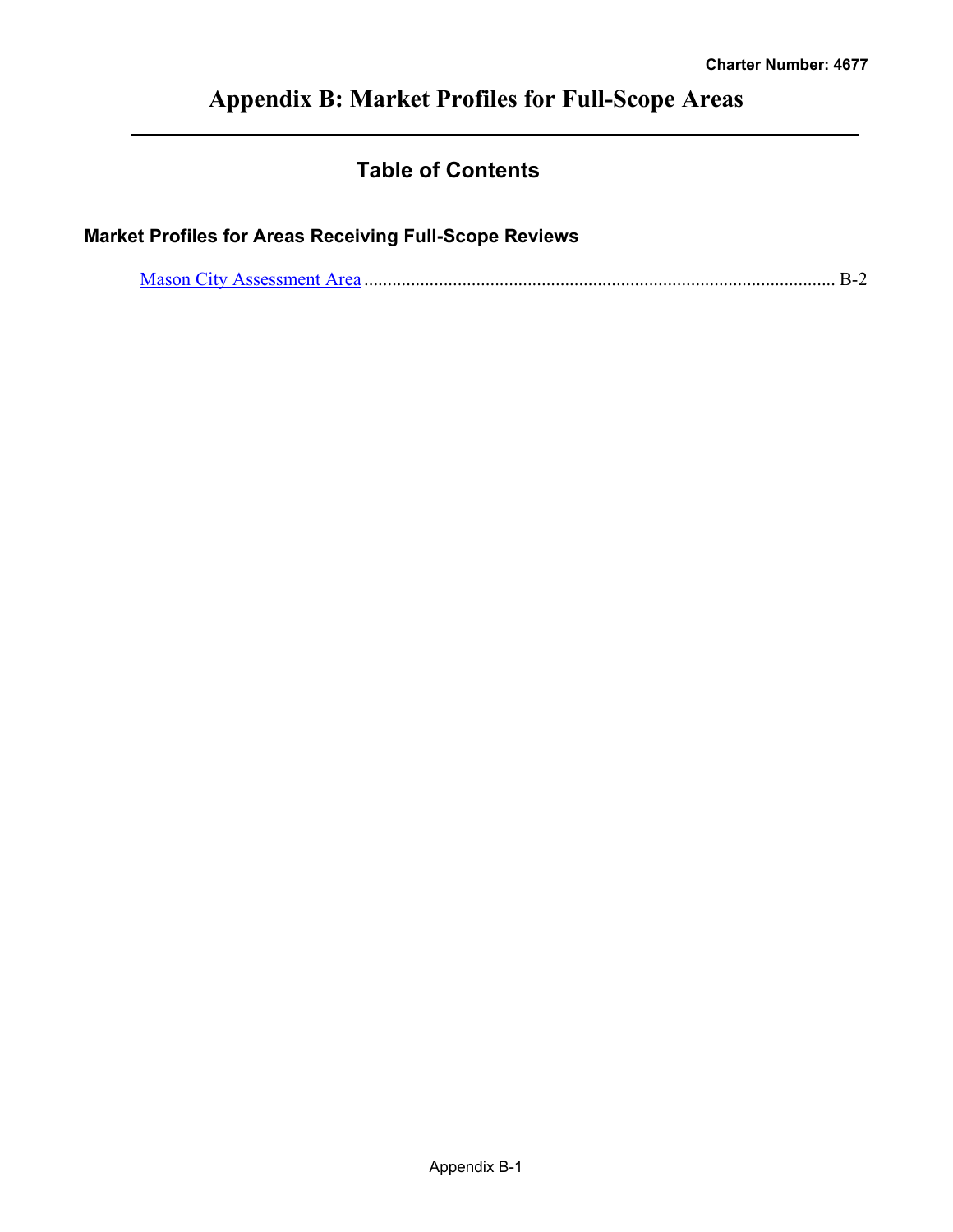# Appendix B: Market Profiles for Full-Scope Areas

## Table of Contents

### Market Profiles for Areas Receiving Full-Scope Reviews

Mason City Assessment Area ........................................................................................ B-2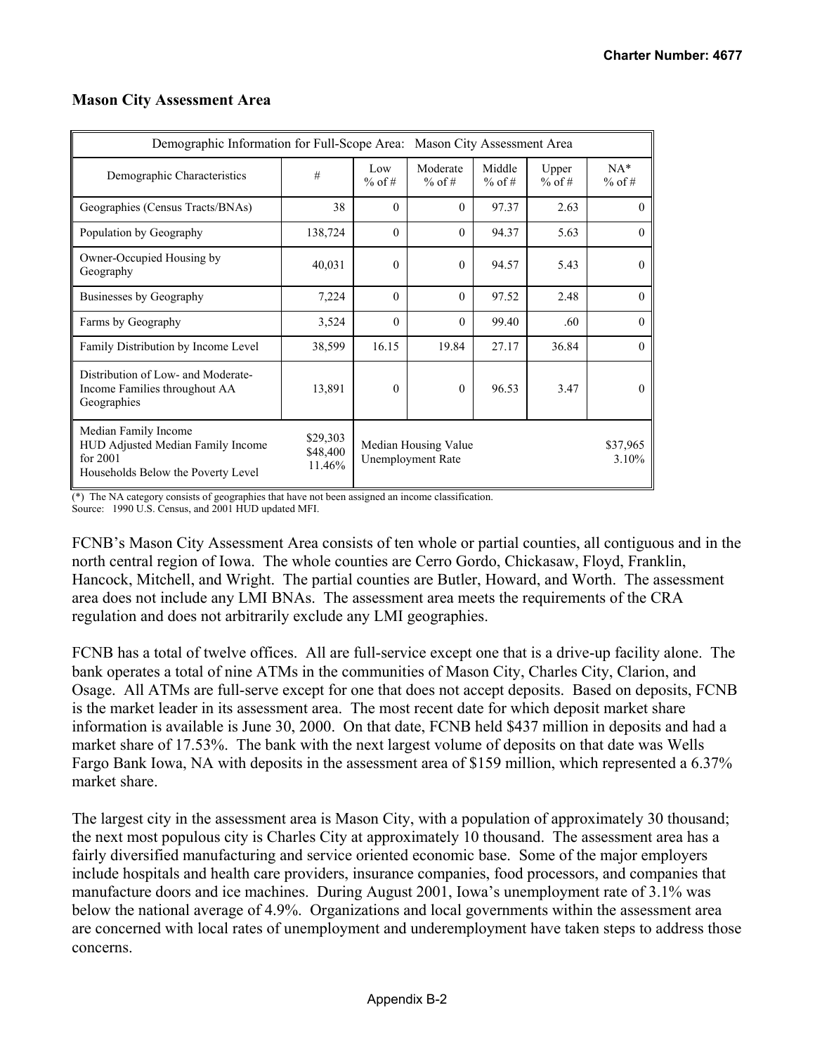## Mason City Assessment Area

| Demographic Information for Full-Scope Area: Mason City Assessment Area | | | | | | |
|---|---|---|---|---|---|---|
| Demographic Characteristics | # | Low % of # | Moderate % of # | Middle % of # | Upper % of # | NA* % of # |
| Geographies (Census Tracts/BNAs) | 38 | 0 | 0 | 97.37 | 2.63 | 0 |
| Population by Geography | 138,724 | 0 | 0 | 94.37 | 5.63 | 0 |
| Owner-Occupied Housing by Geography | 40,031 | 0 | 0 | 94.57 | 5.43 | 0 |
| Businesses by Geography | 7,224 | 0 | 0 | 97.52 | 2.48 | 0 |
| Farms by Geography | 3,524 | 0 | 0 | 99.40 | .60 | 0 |
| Family Distribution by Income Level | 38,599 | 16.15 | 19.84 | 27.17 | 36.84 | 0 |
| Distribution of Low- and Moderate-Income Families throughout AA Geographies | 13,891 | 0 | 0 | 96.53 | 3.47 | 0 |
| Median Family Income<br>HUD Adjusted Median Family Income for 2001<br>Households Below the Poverty Level | $29,303<br>$48,400<br>11.46% | Median Housing Value<br>Unemployment Rate | | | | $37,965<br>3.10% |

(*) The NA category consists of geographies that have not been assigned an income classification.
Source: 1990 U.S. Census, and 2001 HUD updated MFI.

FCNB's Mason City Assessment Area consists of ten whole or partial counties, all contiguous and in the north central region of Iowa. The whole counties are Cerro Gordo, Chickasaw, Floyd, Franklin, Hancock, Mitchell, and Wright. The partial counties are Butler, Howard, and Worth. The assessment area does not include any LMI BNAs. The assessment area meets the requirements of the CRA regulation and does not arbitrarily exclude any LMI geographies.

FCNB has a total of twelve offices. All are full-service except one that is a drive-up facility alone. The bank operates a total of nine ATMs in the communities of Mason City, Charles City, Clarion, and Osage. All ATMs are full-serve except for one that does not accept deposits. Based on deposits, FCNB is the market leader in its assessment area. The most recent date for which deposit market share information is available is June 30, 2000. On that date, FCNB held $437 million in deposits and had a market share of 17.53%. The bank with the next largest volume of deposits on that date was Wells Fargo Bank Iowa, NA with deposits in the assessment area of $159 million, which represented a 6.37% market share.

The largest city in the assessment area is Mason City, with a population of approximately 30 thousand; the next most populous city is Charles City at approximately 10 thousand. The assessment area has a fairly diversified manufacturing and service oriented economic base. Some of the major employers include hospitals and health care providers, insurance companies, food processors, and companies that manufacture doors and ice machines. During August 2001, Iowa's unemployment rate of 3.1% was below the national average of 4.9%. Organizations and local governments within the assessment area are concerned with local rates of unemployment and underemployment have taken steps to address those concerns.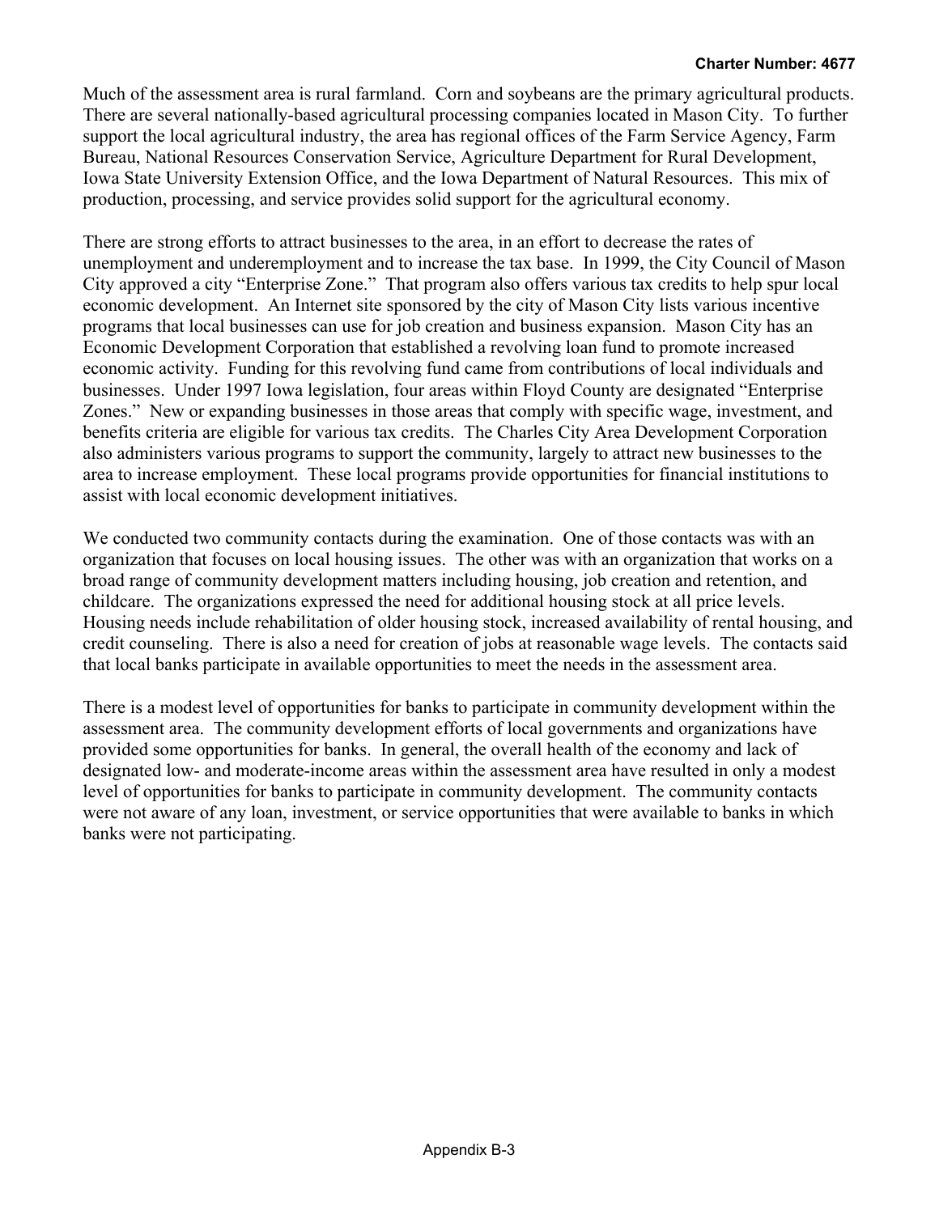Much of the assessment area is rural farmland. Corn and soybeans are the primary agricultural products. There are several nationally-based agricultural processing companies located in Mason City. To further support the local agricultural industry, the area has regional offices of the Farm Service Agency, Farm Bureau, National Resources Conservation Service, Agriculture Department for Rural Development, Iowa State University Extension Office, and the Iowa Department of Natural Resources. This mix of production, processing, and service provides solid support for the agricultural economy.

There are strong efforts to attract businesses to the area, in an effort to decrease the rates of unemployment and underemployment and to increase the tax base. In 1999, the City Council of Mason City approved a city "Enterprise Zone." That program also offers various tax credits to help spur local economic development. An Internet site sponsored by the city of Mason City lists various incentive programs that local businesses can use for job creation and business expansion. Mason City has an Economic Development Corporation that established a revolving loan fund to promote increased economic activity. Funding for this revolving fund came from contributions of local individuals and businesses. Under 1997 Iowa legislation, four areas within Floyd County are designated "Enterprise Zones." New or expanding businesses in those areas that comply with specific wage, investment, and benefits criteria are eligible for various tax credits. The Charles City Area Development Corporation also administers various programs to support the community, largely to attract new businesses to the area to increase employment. These local programs provide opportunities for financial institutions to assist with local economic development initiatives.

We conducted two community contacts during the examination. One of those contacts was with an organization that focuses on local housing issues. The other was with an organization that works on a broad range of community development matters including housing, job creation and retention, and childcare. The organizations expressed the need for additional housing stock at all price levels. Housing needs include rehabilitation of older housing stock, increased availability of rental housing, and credit counseling. There is also a need for creation of jobs at reasonable wage levels. The contacts said that local banks participate in available opportunities to meet the needs in the assessment area.

There is a modest level of opportunities for banks to participate in community development within the assessment area. The community development efforts of local governments and organizations have provided some opportunities for banks. In general, the overall health of the economy and lack of designated low- and moderate-income areas within the assessment area have resulted in only a modest level of opportunities for banks to participate in community development. The community contacts were not aware of any loan, investment, or service opportunities that were available to banks in which banks were not participating.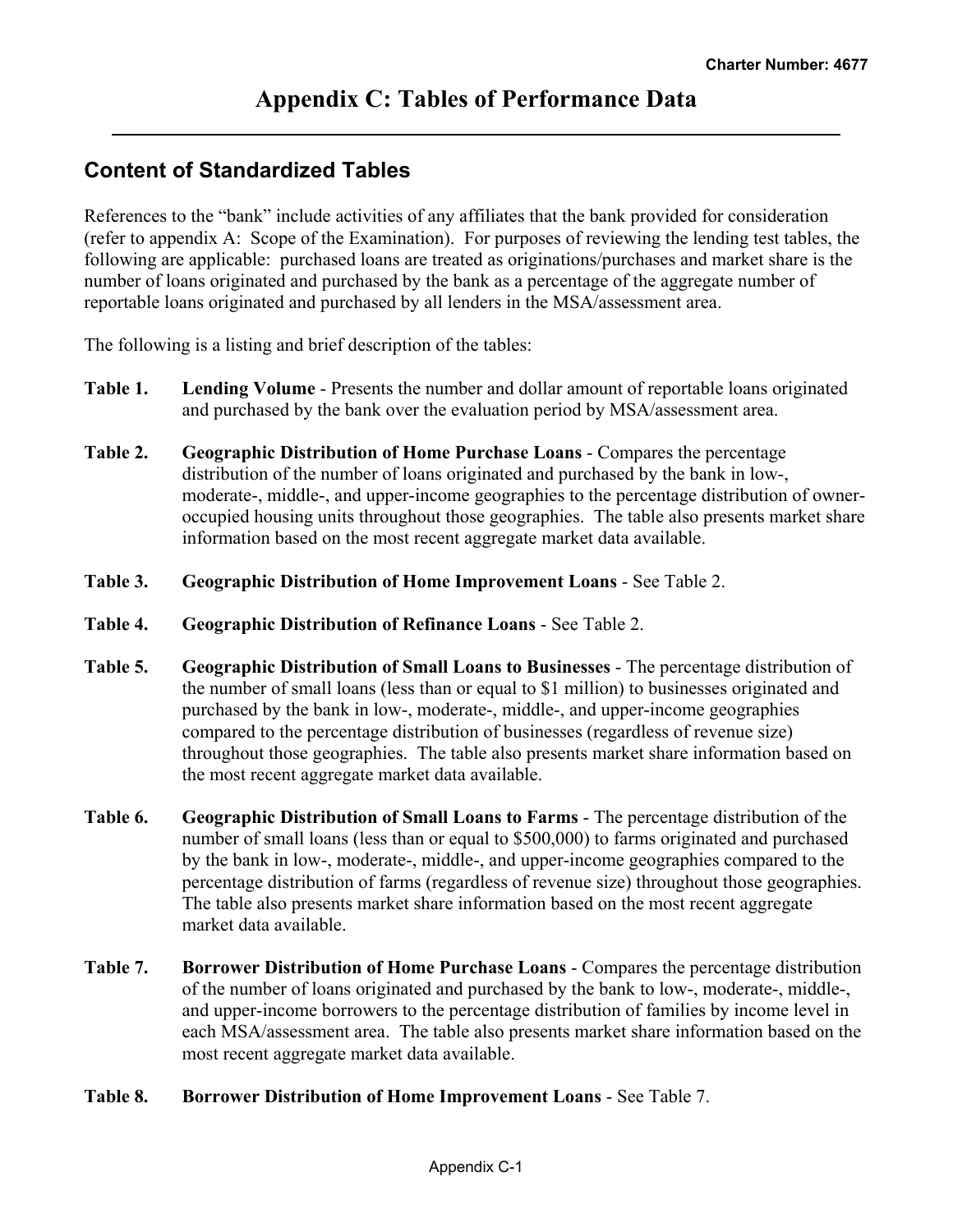# Appendix C: Tables of Performance Data

## Content of Standardized Tables

References to the "bank" include activities of any affiliates that the bank provided for consideration (refer to appendix A: Scope of the Examination). For purposes of reviewing the lending test tables, the following are applicable: purchased loans are treated as originations/purchases and market share is the number of loans originated and purchased by the bank as a percentage of the aggregate number of reportable loans originated and purchased by all lenders in the MSA/assessment area.

The following is a listing and brief description of the tables:

**Table 1.** **Lending Volume** - Presents the number and dollar amount of reportable loans originated and purchased by the bank over the evaluation period by MSA/assessment area.

**Table 2.** **Geographic Distribution of Home Purchase Loans** - Compares the percentage distribution of the number of loans originated and purchased by the bank in low-, moderate-, middle-, and upper-income geographies to the percentage distribution of owner-occupied housing units throughout those geographies. The table also presents market share information based on the most recent aggregate market data available.

**Table 3.** **Geographic Distribution of Home Improvement Loans** - See Table 2.

**Table 4.** **Geographic Distribution of Refinance Loans** - See Table 2.

**Table 5.** **Geographic Distribution of Small Loans to Businesses** - The percentage distribution of the number of small loans (less than or equal to $1 million) to businesses originated and purchased by the bank in low-, moderate-, middle-, and upper-income geographies compared to the percentage distribution of businesses (regardless of revenue size) throughout those geographies. The table also presents market share information based on the most recent aggregate market data available.

**Table 6.** **Geographic Distribution of Small Loans to Farms** - The percentage distribution of the number of small loans (less than or equal to $500,000) to farms originated and purchased by the bank in low-, moderate-, middle-, and upper-income geographies compared to the percentage distribution of farms (regardless of revenue size) throughout those geographies. The table also presents market share information based on the most recent aggregate market data available.

**Table 7.** **Borrower Distribution of Home Purchase Loans** - Compares the percentage distribution of the number of loans originated and purchased by the bank to low-, moderate-, middle-, and upper-income borrowers to the percentage distribution of families by income level in each MSA/assessment area. The table also presents market share information based on the most recent aggregate market data available.

**Table 8.** **Borrower Distribution of Home Improvement Loans** - See Table 7.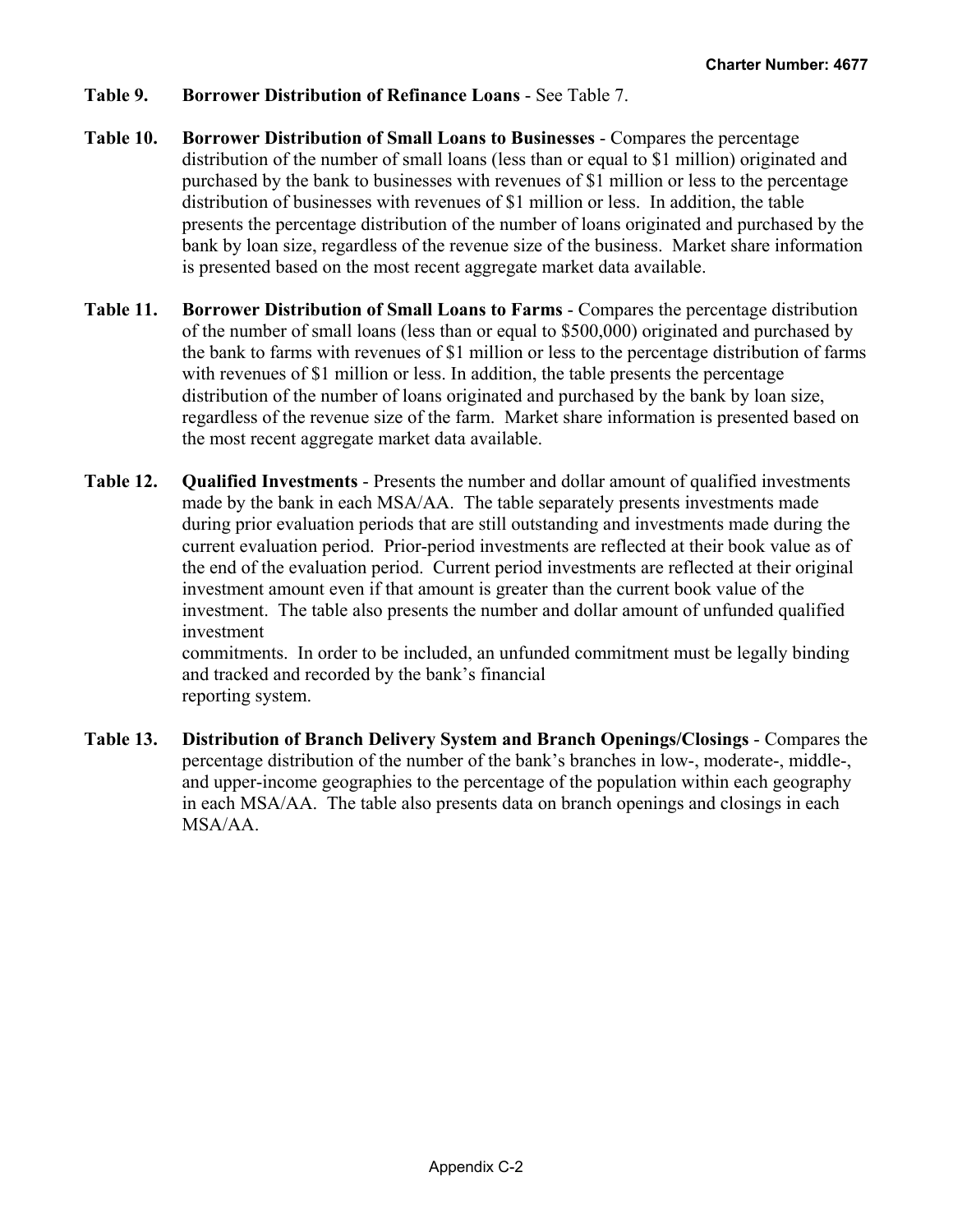**Table 9.** **Borrower Distribution of Refinance Loans** - See Table 7.

**Table 10.** **Borrower Distribution of Small Loans to Businesses** - Compares the percentage distribution of the number of small loans (less than or equal to $1 million) originated and purchased by the bank to businesses with revenues of $1 million or less to the percentage distribution of businesses with revenues of $1 million or less. In addition, the table presents the percentage distribution of the number of loans originated and purchased by the bank by loan size, regardless of the revenue size of the business. Market share information is presented based on the most recent aggregate market data available.

**Table 11.** **Borrower Distribution of Small Loans to Farms** - Compares the percentage distribution of the number of small loans (less than or equal to $500,000) originated and purchased by the bank to farms with revenues of $1 million or less to the percentage distribution of farms with revenues of $1 million or less. In addition, the table presents the percentage distribution of the number of loans originated and purchased by the bank by loan size, regardless of the revenue size of the farm. Market share information is presented based on the most recent aggregate market data available.

**Table 12.** **Qualified Investments** - Presents the number and dollar amount of qualified investments made by the bank in each MSA/AA. The table separately presents investments made during prior evaluation periods that are still outstanding and investments made during the current evaluation period. Prior-period investments are reflected at their book value as of the end of the evaluation period. Current period investments are reflected at their original investment amount even if that amount is greater than the current book value of the investment. The table also presents the number and dollar amount of unfunded qualified investment commitments. In order to be included, an unfunded commitment must be legally binding and tracked and recorded by the bank's financial reporting system.

**Table 13.** **Distribution of Branch Delivery System and Branch Openings/Closings** - Compares the percentage distribution of the number of the bank's branches in low-, moderate-, middle-, and upper-income geographies to the percentage of the population within each geography in each MSA/AA. The table also presents data on branch openings and closings in each MSA/AA.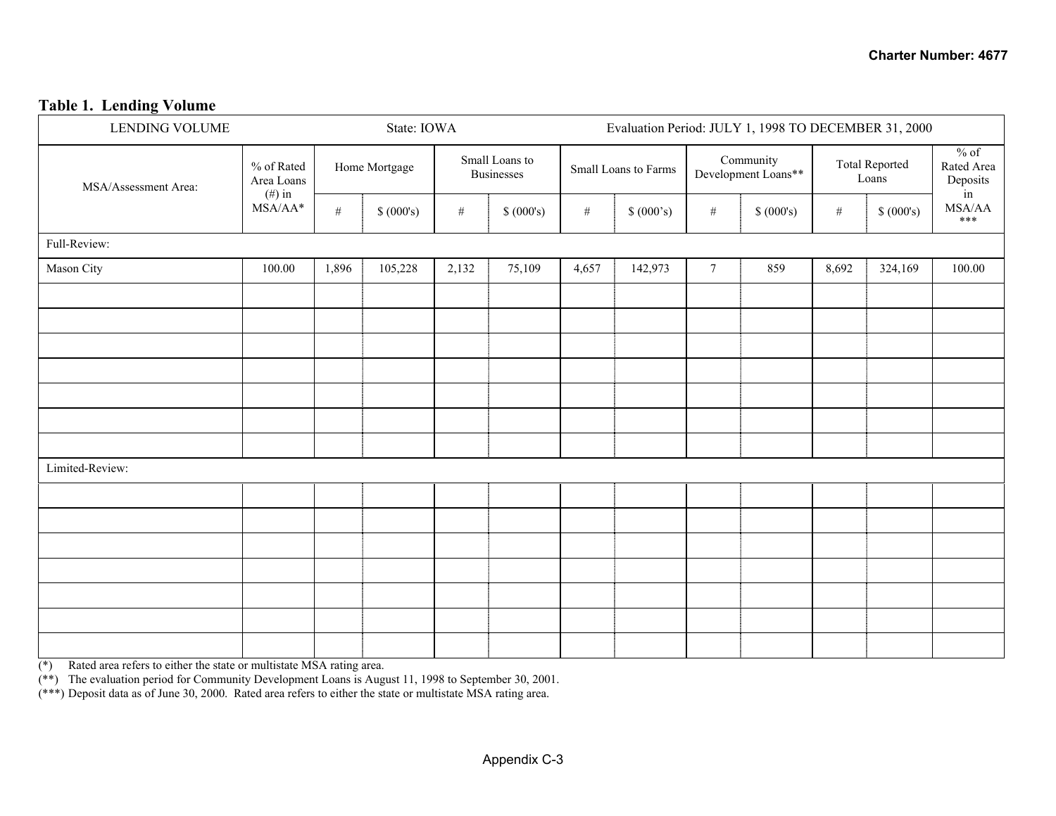## Table 1. Lending Volume

| LENDING VOLUME | State: IOWA | | | | | Evaluation Period: JULY 1, 1998 TO DECEMBER 31, 2000 | | | | | | |
|---|---|---|---|---|---|---|---|---|---|---|---|---|
| MSA/Assessment Area: | % of Rated Area Loans (#) in MSA/AA* | Home Mortgage | | Small Loans to Businesses | | Small Loans to Farms | | Community Development Loans** | | Total Reported Loans | | % of Rated Area Deposits in MSA/AA *** |
| | | # | $ (000's) | # | $ (000's) | # | $ (000's) | # | $ (000's) | # | $ (000's) | |
| Full-Review: | | | | | | | | | | | | |
| Mason City | 100.00 | 1,896 | 105,228 | 2,132 | 75,109 | 4,657 | 142,973 | 7 | 859 | 8,692 | 324,169 | 100.00 |
| Limited-Review: | | | | | | | | | | | | |

(*) Rated area refers to either the state or multistate MSA rating area.
(**) The evaluation period for Community Development Loans is August 11, 1998 to September 30, 2001.
(***) Deposit data as of June 30, 2000. Rated area refers to either the state or multistate MSA rating area.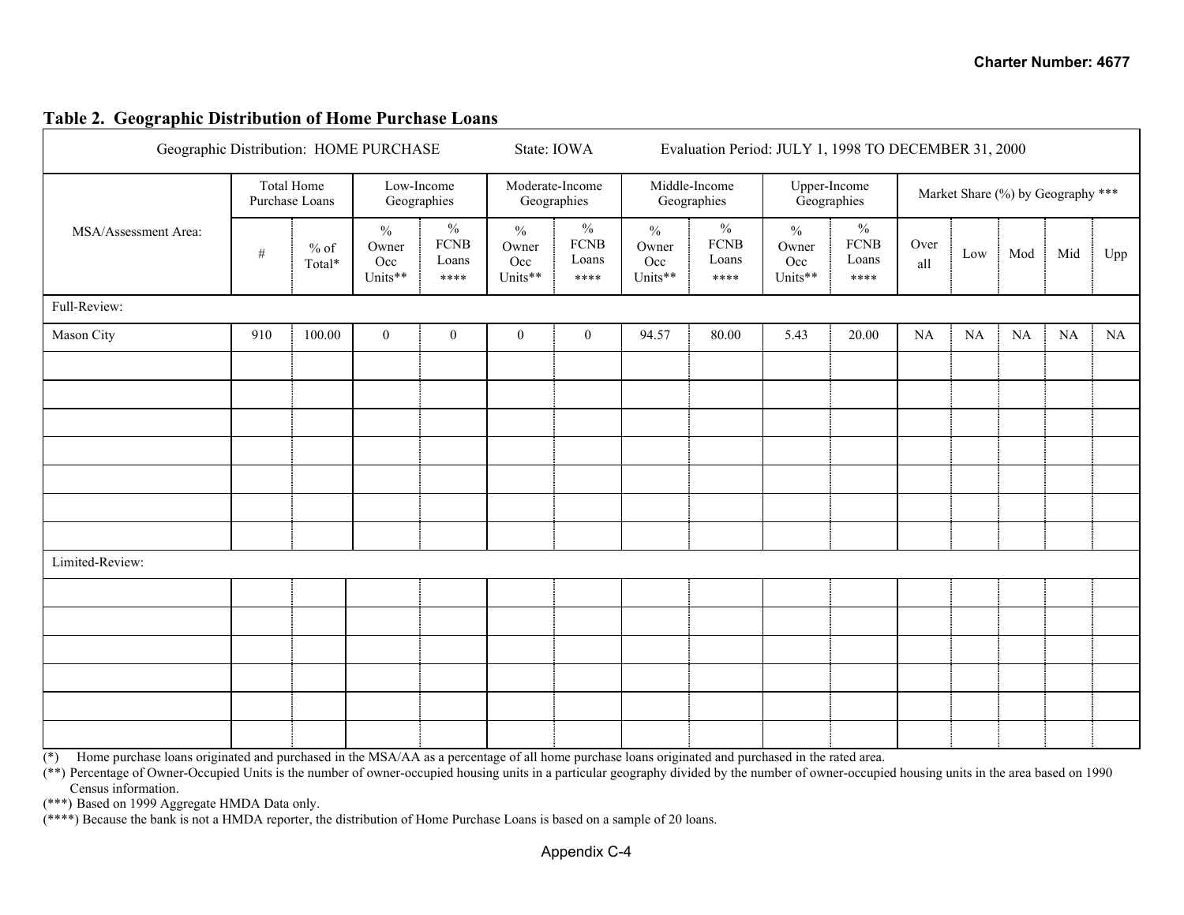## Table 2. Geographic Distribution of Home Purchase Loans

| Geographic Distribution: HOME PURCHASE | | | State: IOWA | | | | Evaluation Period: JULY 1, 1998 TO DECEMBER 31, 2000 | | | | | | | | |
|---|---|---|---|---|---|---|---|---|---|---|---|---|---|---|---|
| MSA/Assessment Area: | Total Home Purchase Loans | | Low-Income Geographies | | Moderate-Income Geographies | | Middle-Income Geographies | | Upper-Income Geographies | | Market Share (%) by Geography *** | | | | |
| | # | % of Total* | % Owner Occ Units** | % FCNB Loans **** | % Owner Occ Units** | % FCNB Loans **** | % Owner Occ Units** | % FCNB Loans **** | % Owner Occ Units** | % FCNB Loans **** | Over all | Low | Mod | Mid | Upp |
| Full-Review: | | | | | | | | | | | | | | | |
| Mason City | 910 | 100.00 | 0 | 0 | 0 | 0 | 94.57 | 80.00 | 5.43 | 20.00 | NA | NA | NA | NA | NA |
| | | | | | | | | | | | | | | | |
| | | | | | | | | | | | | | | | |
| | | | | | | | | | | | | | | | |
| | | | | | | | | | | | | | | | |
| | | | | | | | | | | | | | | | |
| | | | | | | | | | | | | | | | |
| | | | | | | | | | | | | | | | |
| Limited-Review: | | | | | | | | | | | | | | | |
| | | | | | | | | | | | | | | | |
| | | | | | | | | | | | | | | | |
| | | | | | | | | | | | | | | | |
| | | | | | | | | | | | | | | | |
| | | | | | | | | | | | | | | | |
| | | | | | | | | | | | | | | | |

(*) Home purchase loans originated and purchased in the MSA/AA as a percentage of all home purchase loans originated and purchased in the rated area.

(**) Percentage of Owner-Occupied Units is the number of owner-occupied housing units in a particular geography divided by the number of owner-occupied housing units in the area based on 1990 Census information.

(***) Based on 1999 Aggregate HMDA Data only.

(****) Because the bank is not a HMDA reporter, the distribution of Home Purchase Loans is based on a sample of 20 loans.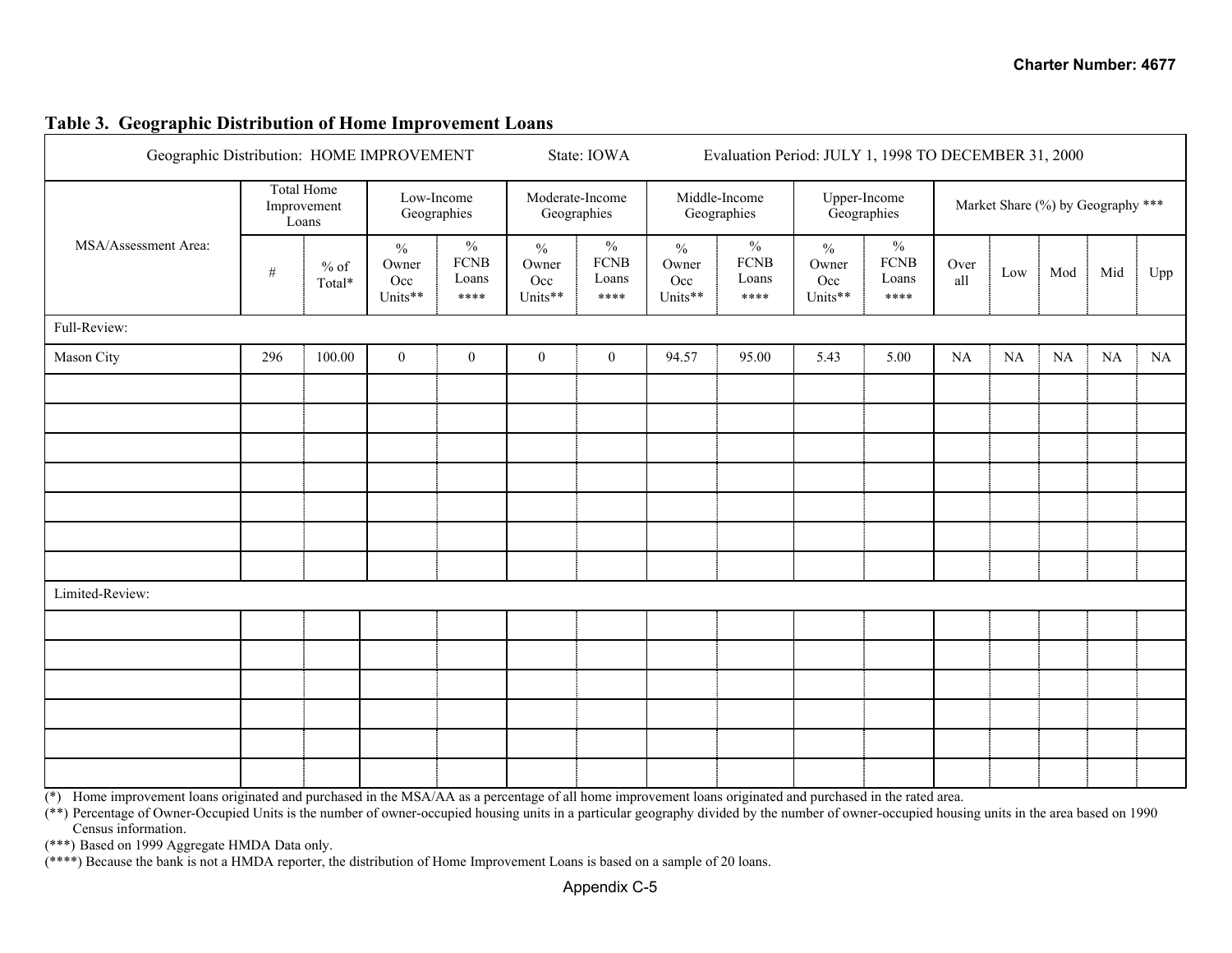## Table 3. Geographic Distribution of Home Improvement Loans

| Geographic Distribution: HOME IMPROVEMENT | | | State: IOWA | | Evaluation Period: JULY 1, 1998 TO DECEMBER 31, 2000 | | | | | | | | | | |
|---|---|---|---|---|---|---|---|---|---|---|---|---|---|---|---|
| MSA/Assessment Area: | Total Home Improvement Loans | | Low-Income Geographies | | Moderate-Income Geographies | | Middle-Income Geographies | | Upper-Income Geographies | | Market Share (%) by Geography *** | | | | |
| | # | % of Total* | % Owner Occ Units** | % FCNB Loans **** | % Owner Occ Units** | % FCNB Loans **** | % Owner Occ Units** | % FCNB Loans **** | % Owner Occ Units** | % FCNB Loans **** | Over all | Low | Mod | Mid | Upp |
| Full-Review: | | | | | | | | | | | | | | | |
| Mason City | 296 | 100.00 | 0 | 0 | 0 | 0 | 94.57 | 95.00 | 5.43 | 5.00 | NA | NA | NA | NA | NA |
| | | | | | | | | | | | | | | | |
| | | | | | | | | | | | | | | | |
| | | | | | | | | | | | | | | | |
| | | | | | | | | | | | | | | | |
| | | | | | | | | | | | | | | | |
| | | | | | | | | | | | | | | | |
| | | | | | | | | | | | | | | | |
| Limited-Review: | | | | | | | | | | | | | | | |
| | | | | | | | | | | | | | | | |
| | | | | | | | | | | | | | | | |
| | | | | | | | | | | | | | | | |
| | | | | | | | | | | | | | | | |
| | | | | | | | | | | | | | | | |
| | | | | | | | | | | | | | | | |

(*) Home improvement loans originated and purchased in the MSA/AA as a percentage of all home improvement loans originated and purchased in the rated area.

(**) Percentage of Owner-Occupied Units is the number of owner-occupied housing units in a particular geography divided by the number of owner-occupied housing units in the area based on 1990 Census information.

(***) Based on 1999 Aggregate HMDA Data only.

(****) Because the bank is not a HMDA reporter, the distribution of Home Improvement Loans is based on a sample of 20 loans.

Appendix C-5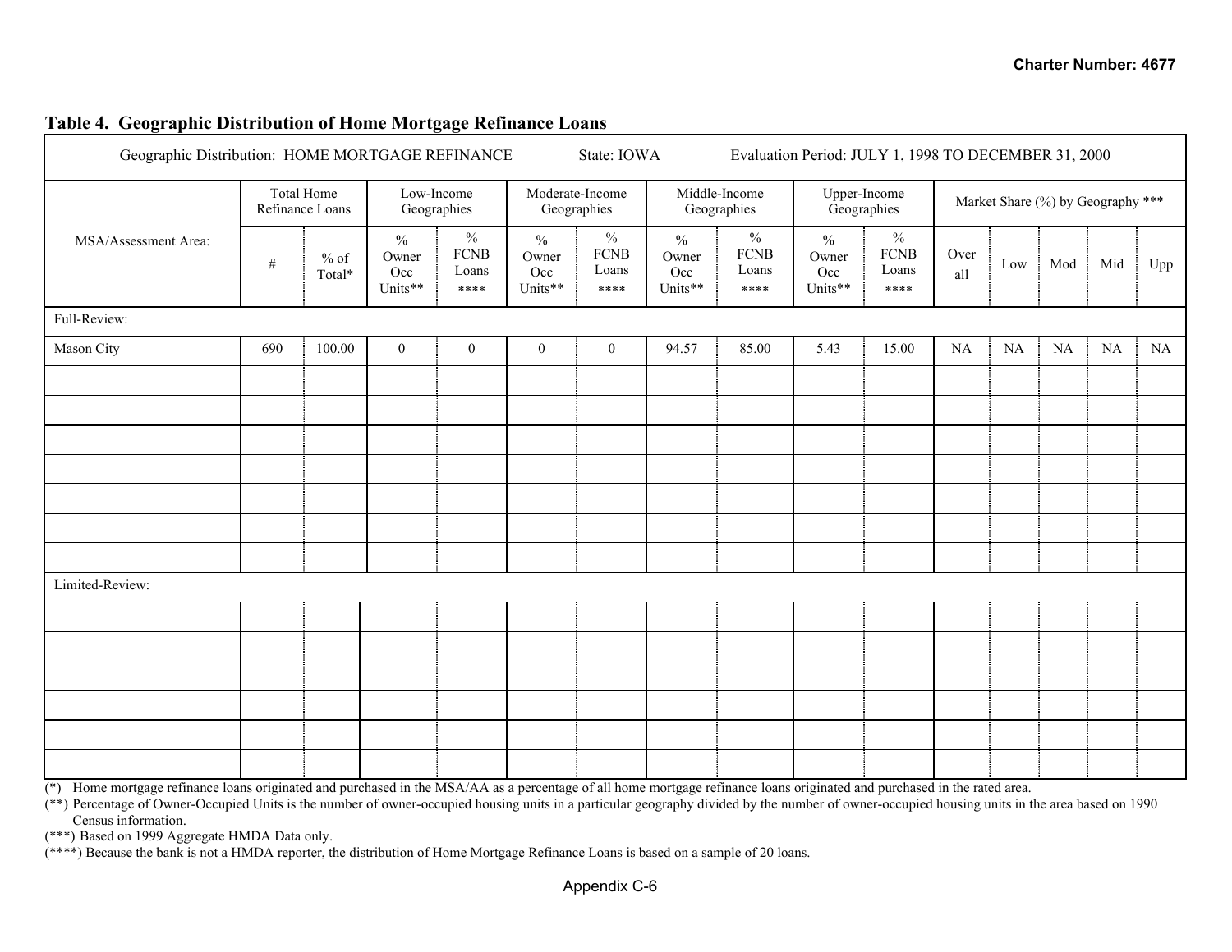## Table 4. Geographic Distribution of Home Mortgage Refinance Loans

| Geographic Distribution: HOME MORTGAGE REFINANCE State: IOWA Evaluation Period: JULY 1, 1998 TO DECEMBER 31, 2000 | | | | | | | | | | | | | | | |
|---|---|---|---|---|---|---|---|---|---|---|---|---|---|---|---|
| MSA/Assessment Area: | Total Home Refinance Loans | | Low-Income Geographies | | Moderate-Income Geographies | | Middle-Income Geographies | | Upper-Income Geographies | | Market Share (%) by Geography *** | | | | |
| | # | % of Total* | % Owner Occ Units** | % FCNB Loans **** | % Owner Occ Units** | % FCNB Loans **** | % Owner Occ Units** | % FCNB Loans **** | % Owner Occ Units** | % FCNB Loans **** | Over all | Low | Mod | Mid | Upp |
| Full-Review: | | | | | | | | | | | | | | | |
| Mason City | 690 | 100.00 | 0 | 0 | 0 | 0 | 94.57 | 85.00 | 5.43 | 15.00 | NA | NA | NA | NA | NA |
| | | | | | | | | | | | | | | | |
| Limited-Review: | | | | | | | | | | | | | | | |
| | | | | | | | | | | | | | | | |

(*) Home mortgage refinance loans originated and purchased in the MSA/AA as a percentage of all home mortgage refinance loans originated and purchased in the rated area.

(**) Percentage of Owner-Occupied Units is the number of owner-occupied housing units in a particular geography divided by the number of owner-occupied housing units in the area based on 1990 Census information.

(***) Based on 1999 Aggregate HMDA Data only.

(****) Because the bank is not a HMDA reporter, the distribution of Home Mortgage Refinance Loans is based on a sample of 20 loans.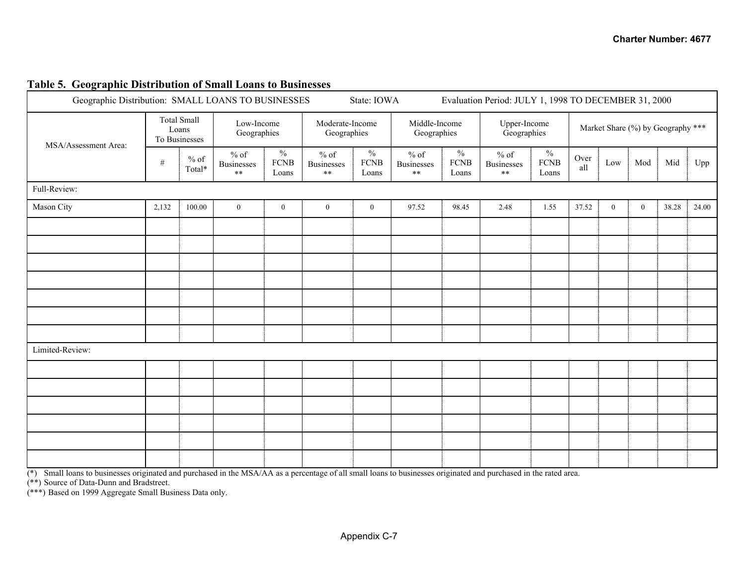## Table 5. Geographic Distribution of Small Loans to Businesses

| Geographic Distribution: SMALL LOANS TO BUSINESSES | | | State: IOWA | | | | Evaluation Period: JULY 1, 1998 TO DECEMBER 31, 2000 | | | | | | | | |
|---|---|---|---|---|---|---|---|---|---|---|---|---|---|---|---|
| MSA/Assessment Area: | Total Small Loans To Businesses | | Low-Income Geographies | | Moderate-Income Geographies | | Middle-Income Geographies | | Upper-Income Geographies | | Market Share (%) by Geography *** | | | | |
| | # | % of Total* | % of Businesses ** | % FCNB Loans | % of Businesses ** | % FCNB Loans | % of Businesses ** | % FCNB Loans | % of Businesses ** | % FCNB Loans | Over all | Low | Mod | Mid | Upp |
| Full-Review: | | | | | | | | | | | | | | | |
| Mason City | 2,132 | 100.00 | 0 | 0 | 0 | 0 | 97.52 | 98.45 | 2.48 | 1.55 | 37.52 | 0 | 0 | 38.28 | 24.00 |
| | | | | | | | | | | | | | | | |
| | | | | | | | | | | | | | | | |
| | | | | | | | | | | | | | | | |
| | | | | | | | | | | | | | | | |
| | | | | | | | | | | | | | | | |
| | | | | | | | | | | | | | | | |
| | | | | | | | | | | | | | | | |
| Limited-Review: | | | | | | | | | | | | | | | |
| | | | | | | | | | | | | | | | |
| | | | | | | | | | | | | | | | |
| | | | | | | | | | | | | | | | |
| | | | | | | | | | | | | | | | |
| | | | | | | | | | | | | | | | |
| | | | | | | | | | | | | | | | |

(*) Small loans to businesses originated and purchased in the MSA/AA as a percentage of all small loans to businesses originated and purchased in the rated area.
(**) Source of Data-Dunn and Bradstreet.
(***) Based on 1999 Aggregate Small Business Data only.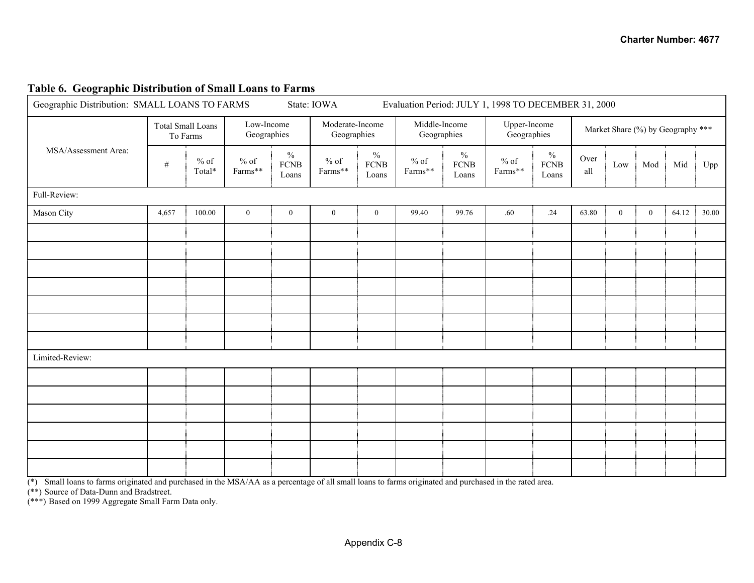**Table 6. Geographic Distribution of Small Loans to Farms**

| Geographic Distribution: SMALL LOANS TO FARMS | State: IOWA | | Evaluation Period: JULY 1, 1998 TO DECEMBER 31, 2000 | | | | | | | | | | | | |
|---|---|---|---|---|---|---|---|---|---|---|---|---|---|---|---|
| MSA/Assessment Area: | Total Small Loans To Farms | | Low-Income Geographies | | Moderate-Income Geographies | | Middle-Income Geographies | | Upper-Income Geographies | | Market Share (%) by Geography *** | | | | |
| | # | % of Total* | % of Farms** | % FCNB Loans | % of Farms** | % FCNB Loans | % of Farms** | % FCNB Loans | % of Farms** | % FCNB Loans | Over all | Low | Mod | Mid | Upp |
| Full-Review: | | | | | | | | | | | | | | | |
| Mason City | 4,657 | 100.00 | 0 | 0 | 0 | 0 | 99.40 | 99.76 | .60 | .24 | 63.80 | 0 | 0 | 64.12 | 30.00 |
| | | | | | | | | | | | | | | | |
| | | | | | | | | | | | | | | | |
| | | | | | | | | | | | | | | | |
| | | | | | | | | | | | | | | | |
| | | | | | | | | | | | | | | | |
| | | | | | | | | | | | | | | | |
| | | | | | | | | | | | | | | | |
| Limited-Review: | | | | | | | | | | | | | | | |
| | | | | | | | | | | | | | | | |
| | | | | | | | | | | | | | | | |
| | | | | | | | | | | | | | | | |
| | | | | | | | | | | | | | | | |
| | | | | | | | | | | | | | | | |
| | | | | | | | | | | | | | | | |

(*) Small loans to farms originated and purchased in the MSA/AA as a percentage of all small loans to farms originated and purchased in the rated area.
(**) Source of Data-Dunn and Bradstreet.
(***) Based on 1999 Aggregate Small Farm Data only.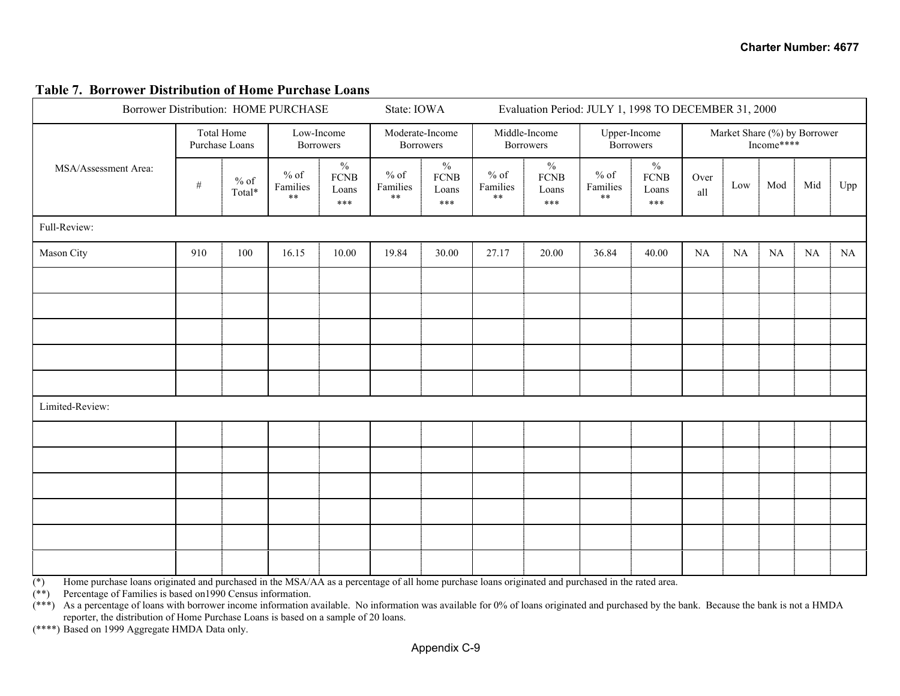### Table 7. Borrower Distribution of Home Purchase Loans

| Borrower Distribution: HOME PURCHASE State: IOWA Evaluation Period: JULY 1, 1998 TO DECEMBER 31, 2000 | | | | | | | | | | | | | | | |
|---|---|---|---|---|---|---|---|---|---|---|---|---|---|---|---|
| MSA/Assessment Area: | Total Home Purchase Loans | | Low-Income Borrowers | | Moderate-Income Borrowers | | Middle-Income Borrowers | | Upper-Income Borrowers | | Market Share (%) by Borrower Income**** | | | | |
| | # | % of Total* | % of Families ** | % FCNB Loans *** | % of Families ** | % FCNB Loans *** | % of Families ** | % FCNB Loans *** | % of Families ** | % FCNB Loans *** | Over all | Low | Mod | Mid | Upp |
| Full-Review: | | | | | | | | | | | | | | | |
| Mason City | 910 | 100 | 16.15 | 10.00 | 19.84 | 30.00 | 27.17 | 20.00 | 36.84 | 40.00 | NA | NA | NA | NA | NA |
| | | | | | | | | | | | | | | | |
| | | | | | | | | | | | | | | | |
| | | | | | | | | | | | | | | | |
| | | | | | | | | | | | | | | | |
| | | | | | | | | | | | | | | | |
| Limited-Review: | | | | | | | | | | | | | | | |
| | | | | | | | | | | | | | | | |
| | | | | | | | | | | | | | | | |
| | | | | | | | | | | | | | | | |
| | | | | | | | | | | | | | | | |
| | | | | | | | | | | | | | | | |
| | | | | | | | | | | | | | | | |

(*) Home purchase loans originated and purchased in the MSA/AA as a percentage of all home purchase loans originated and purchased in the rated area.
(**) Percentage of Families is based on1990 Census information.
(***) As a percentage of loans with borrower income information available. No information was available for 0% of loans originated and purchased by the bank. Because the bank is not a HMDA reporter, the distribution of Home Purchase Loans is based on a sample of 20 loans.
(****) Based on 1999 Aggregate HMDA Data only.

Appendix C-9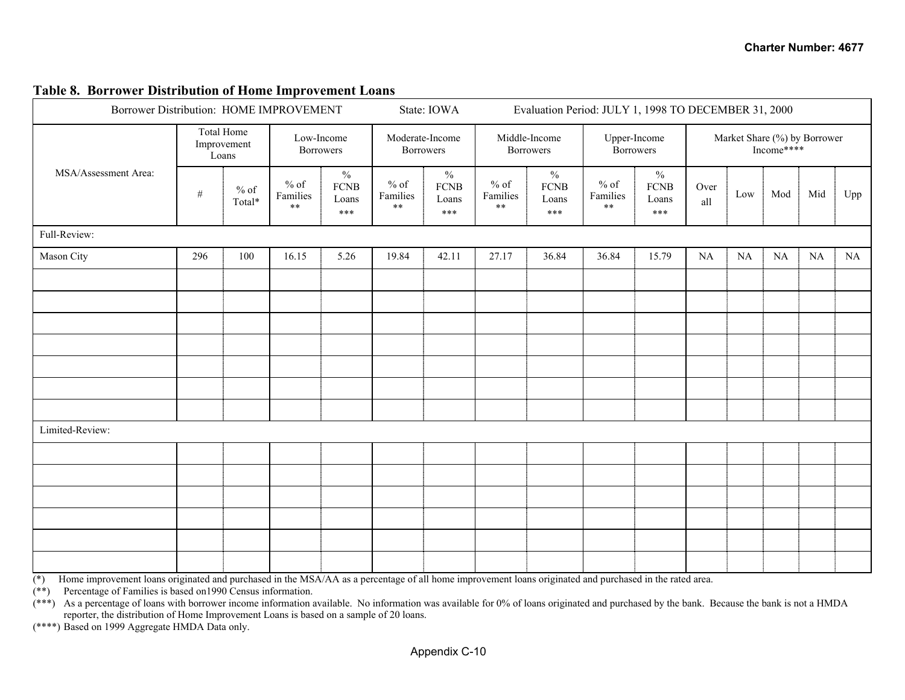## Table 8. Borrower Distribution of Home Improvement Loans

| Borrower Distribution: HOME IMPROVEMENT | | | State: IOWA | | | | Evaluation Period: JULY 1, 1998 TO DECEMBER 31, 2000 | | | | | | | | |
|---|---|---|---|---|---|---|---|---|---|---|---|---|---|---|---|
| MSA/Assessment Area: | Total Home Improvement Loans | | Low-Income Borrowers | | Moderate-Income Borrowers | | Middle-Income Borrowers | | Upper-Income Borrowers | | Market Share (%) by Borrower Income**** | | | | |
| | # | % of Total* | % of Families ** | % FCNB Loans *** | % of Families ** | % FCNB Loans *** | % of Families ** | % FCNB Loans *** | % of Families ** | % FCNB Loans *** | Over all | Low | Mod | Mid | Upp |
| Full-Review: | | | | | | | | | | | | | | | |
| Mason City | 296 | 100 | 16.15 | 5.26 | 19.84 | 42.11 | 27.17 | 36.84 | 36.84 | 15.79 | NA | NA | NA | NA | NA |
| Limited-Review: | | | | | | | | | | | | | | | |

(*) Home improvement loans originated and purchased in the MSA/AA as a percentage of all home improvement loans originated and purchased in the rated area.

(**) Percentage of Families is based on1990 Census information.

(***) As a percentage of loans with borrower income information available. No information was available for 0% of loans originated and purchased by the bank. Because the bank is not a HMDA reporter, the distribution of Home Improvement Loans is based on a sample of 20 loans.

(****) Based on 1999 Aggregate HMDA Data only.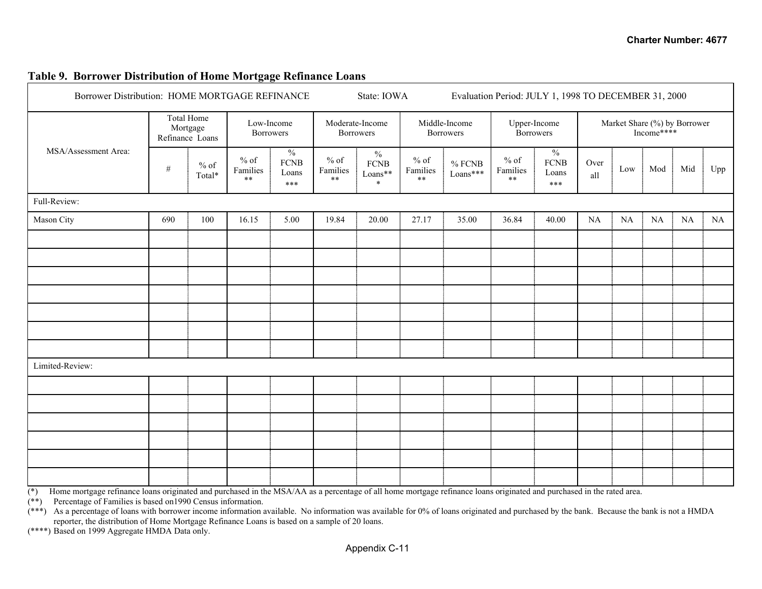**Table 9. Borrower Distribution of Home Mortgage Refinance Loans**

| Borrower Distribution: HOME MORTGAGE REFINANCE | | | State: IOWA | | Evaluation Period: JULY 1, 1998 TO DECEMBER 31, 2000 | | | | | | | | | | |
|---|---|---|---|---|---|---|---|---|---|---|---|---|---|---|---|
| MSA/Assessment Area: | Total Home Mortgage Refinance Loans | | Low-Income Borrowers | | Moderate-Income Borrowers | | Middle-Income Borrowers | | Upper-Income Borrowers | | Market Share (%) by Borrower Income**** | | | | |
| | # | % of Total* | % of Families ** | % FCNB Loans *** | % of Families ** | % FCNB Loans*** | % of Families ** | % FCNB Loans*** | % of Families ** | % FCNB Loans *** | Over all | Low | Mod | Mid | Upp |
| Full-Review: | | | | | | | | | | | | | | | |
| Mason City | 690 | 100 | 16.15 | 5.00 | 19.84 | 20.00 | 27.17 | 35.00 | 36.84 | 40.00 | NA | NA | NA | NA | NA |
| | | | | | | | | | | | | | | | |
| | | | | | | | | | | | | | | | |
| | | | | | | | | | | | | | | | |
| | | | | | | | | | | | | | | | |
| | | | | | | | | | | | | | | | |
| | | | | | | | | | | | | | | | |
| | | | | | | | | | | | | | | | |
| Limited-Review: | | | | | | | | | | | | | | | |
| | | | | | | | | | | | | | | | |
| | | | | | | | | | | | | | | | |
| | | | | | | | | | | | | | | | |
| | | | | | | | | | | | | | | | |
| | | | | | | | | | | | | | | | |
| | | | | | | | | | | | | | | | |

(*) Home mortgage refinance loans originated and purchased in the MSA/AA as a percentage of all home mortgage refinance loans originated and purchased in the rated area.
(**) Percentage of Families is based on1990 Census information.
(***) As a percentage of loans with borrower income information available. No information was available for 0% of loans originated and purchased by the bank. Because the bank is not a HMDA reporter, the distribution of Home Mortgage Refinance Loans is based on a sample of 20 loans.
(****) Based on 1999 Aggregate HMDA Data only.

Appendix C-11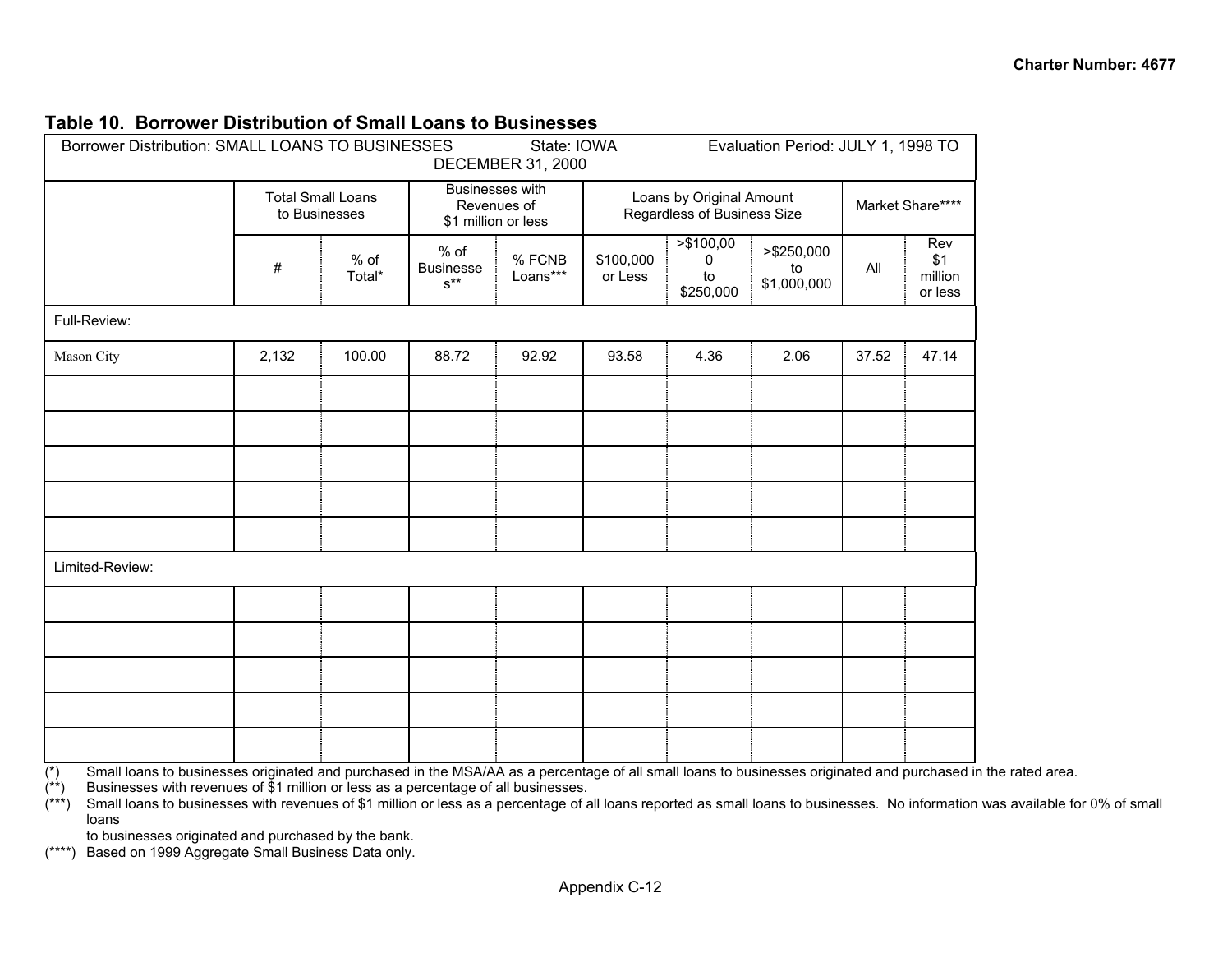## Table 10. Borrower Distribution of Small Loans to Businesses

| Borrower Distribution: SMALL LOANS TO BUSINESSES State: IOWA Evaluation Period: JULY 1, 1998 TO DECEMBER 31, 2000 | | | | | | | | | |
|---|---|---|---|---|---|---|---|---|---|
| | Total Small Loans to Businesses | | Businesses with Revenues of $1 million or less | | Loans by Original Amount Regardless of Business Size | | | Market Share**** | |
| | # | % of Total* | % of Businesses** | % FCNB Loans*** | $100,000 or Less | >$100,000 to $250,000 | >$250,000 to $1,000,000 | All | Rev $1 million or less |
| Full-Review: | | | | | | | | | |
| Mason City | 2,132 | 100.00 | 88.72 | 92.92 | 93.58 | 4.36 | 2.06 | 37.52 | 47.14 |
| | | | | | | | | | |
| | | | | | | | | | |
| | | | | | | | | | |
| | | | | | | | | | |
| | | | | | | | | | |
| Limited-Review: | | | | | | | | | |
| | | | | | | | | | |
| | | | | | | | | | |
| | | | | | | | | | |
| | | | | | | | | | |
| | | | | | | | | | |

(*) Small loans to businesses originated and purchased in the MSA/AA as a percentage of all small loans to businesses originated and purchased in the rated area.
(**) Businesses with revenues of $1 million or less as a percentage of all businesses.
(***) Small loans to businesses with revenues of $1 million or less as a percentage of all loans reported as small loans to businesses. No information was available for 0% of small loans to businesses originated and purchased by the bank.
(****) Based on 1999 Aggregate Small Business Data only.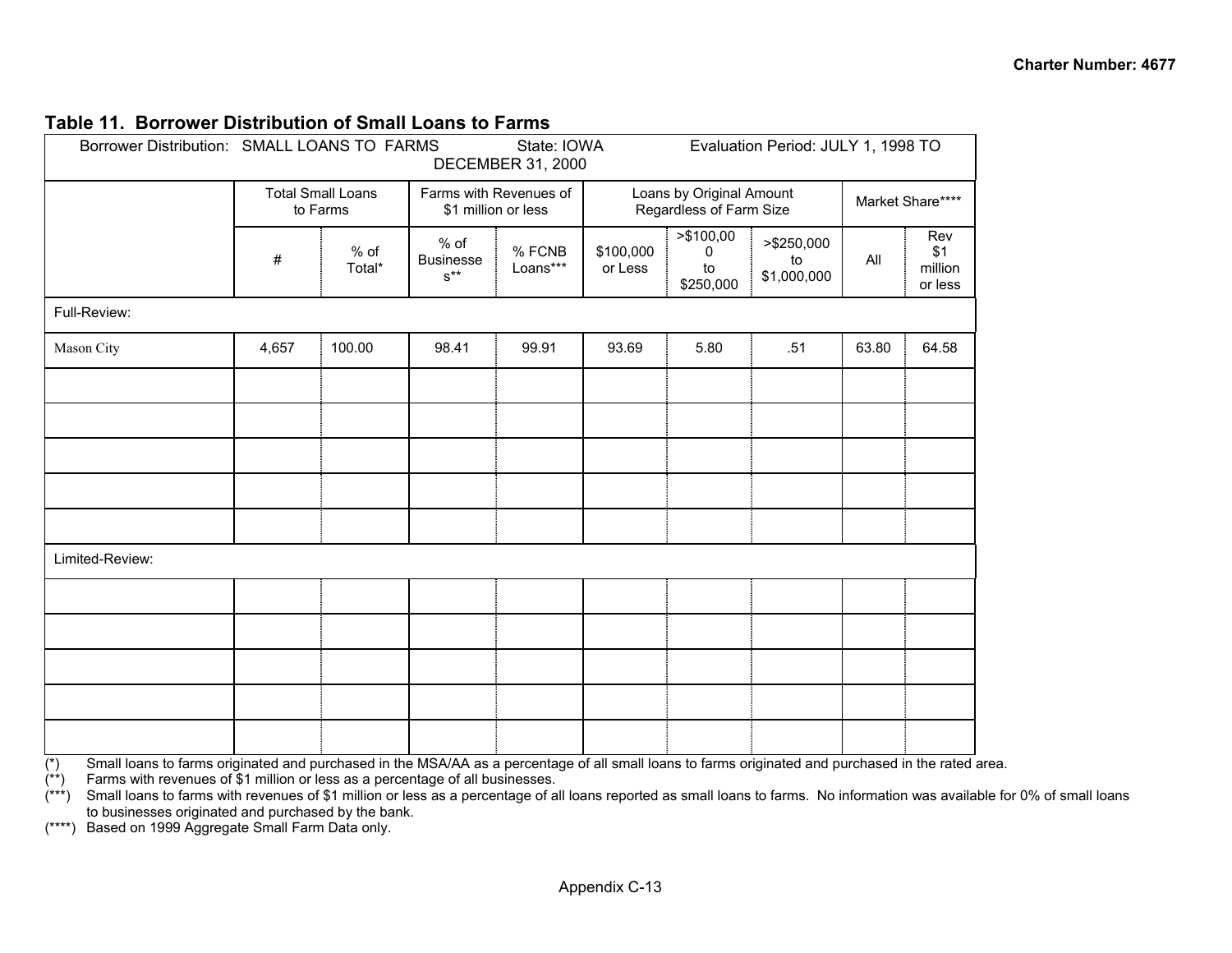Charter Number: 4677

## Table 11. Borrower Distribution of Small Loans to Farms

| Borrower Distribution: SMALL LOANS TO FARMS State: IOWA Evaluation Period: JULY 1, 1998 TO DECEMBER 31, 2000 | | | | | | | | | |
|---|---|---|---|---|---|---|---|---|---|
| | Total Small Loans to Farms | | Farms with Revenues of $1 million or less | | Loans by Original Amount Regardless of Farm Size | | | Market Share**** | |
| | # | % of Total* | % of Businesses** | % FCNB Loans*** | $100,000 or Less | >$100,000 to $250,000 | >$250,000 to $1,000,000 | All | Rev $1 million or less |
| Full-Review: | | | | | | | | | |
| Mason City | 4,657 | 100.00 | 98.41 | 99.91 | 93.69 | 5.80 | .51 | 63.80 | 64.58 |
| | | | | | | | | | |
| | | | | | | | | | |
| | | | | | | | | | |
| | | | | | | | | | |
| | | | | | | | | | |
| Limited-Review: | | | | | | | | | |
| | | | | | | | | | |
| | | | | | | | | | |
| | | | | | | | | | |
| | | | | | | | | | |
| | | | | | | | | | |

(*) Small loans to farms originated and purchased in the MSA/AA as a percentage of all small loans to farms originated and purchased in the rated area.
(**) Farms with revenues of $1 million or less as a percentage of all businesses.
(***) Small loans to farms with revenues of $1 million or less as a percentage of all loans reported as small loans to farms. No information was available for 0% of small loans to businesses originated and purchased by the bank.
(****) Based on 1999 Aggregate Small Farm Data only.

Appendix C-13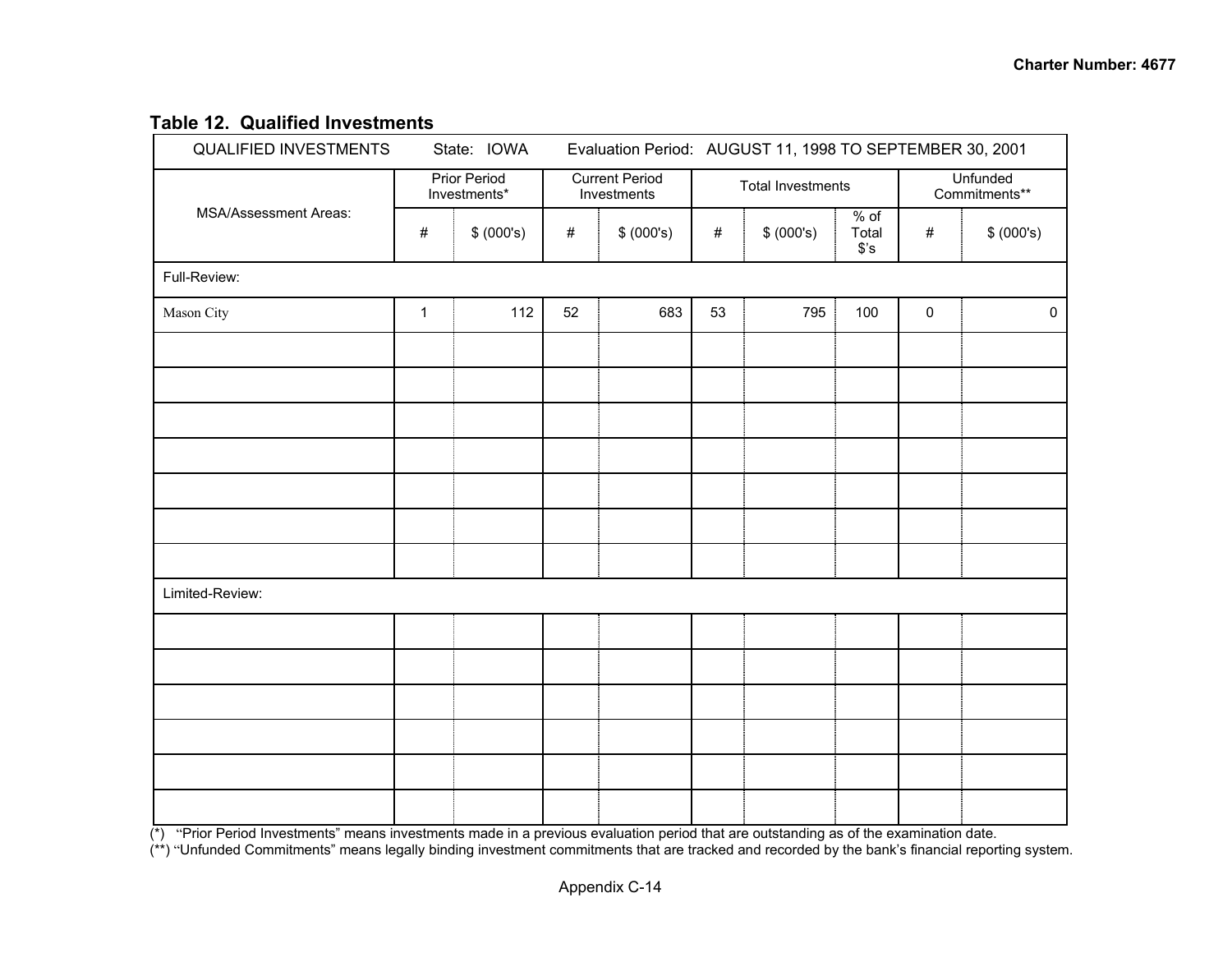## Table 12. Qualified Investments

| QUALIFIED INVESTMENTS State: IOWA Evaluation Period: AUGUST 11, 1998 TO SEPTEMBER 30, 2001 | | | | | | | | | | |
|---|---|---|---|---|---|---|---|---|---|---|
| MSA/Assessment Areas: | Prior Period Investments* | | Current Period Investments | | Total Investments | | | Unfunded Commitments** | |
| | # | $ (000's) | # | $ (000's) | # | $ (000's) | % of Total $'s | # | $ (000's) |
| Full-Review: | | | | | | | | | |
| Mason City | 1 | 112 | 52 | 683 | 53 | 795 | 100 | 0 | 0 |
| | | | | | | | | | |
| | | | | | | | | | |
| | | | | | | | | | |
| | | | | | | | | | |
| | | | | | | | | | |
| | | | | | | | | | |
| | | | | | | | | | |
| Limited-Review: | | | | | | | | | |
| | | | | | | | | | |
| | | | | | | | | | |
| | | | | | | | | | |
| | | | | | | | | | |
| | | | | | | | | | |
| | | | | | | | | | |

(*) "Prior Period Investments" means investments made in a previous evaluation period that are outstanding as of the examination date.
(**) "Unfunded Commitments" means legally binding investment commitments that are tracked and recorded by the bank's financial reporting system.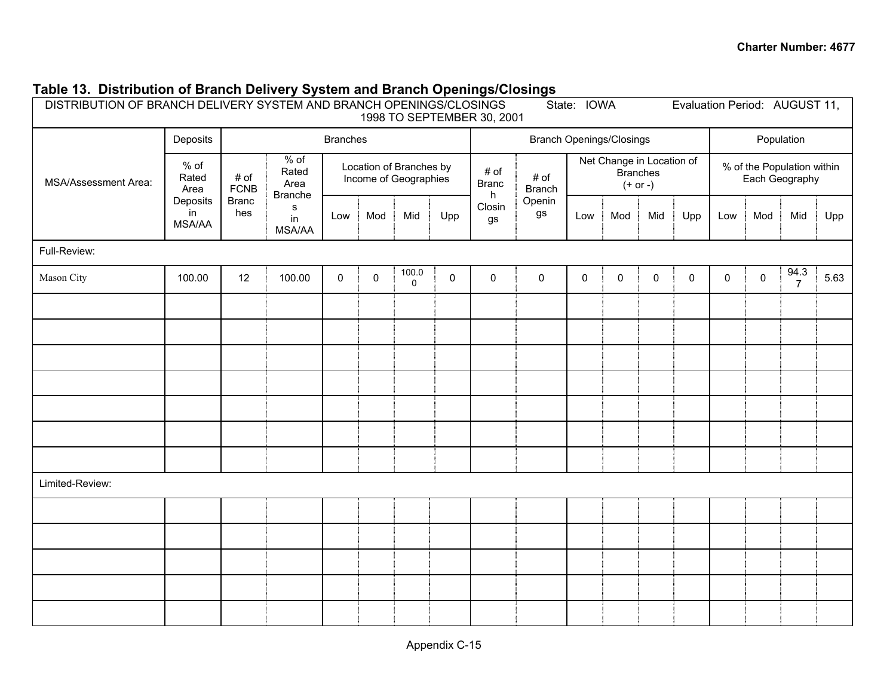## Table 13. Distribution of Branch Delivery System and Branch Openings/Closings

| DISTRIBUTION OF BRANCH DELIVERY SYSTEM AND BRANCH OPENINGS/CLOSINGS State: IOWA Evaluation Period: AUGUST 11, 1998 TO SEPTEMBER 30, 2001 | | | | | | | | | | | | | | | | | |
|---|---|---|---|---|---|---|---|---|---|---|---|---|---|---|---|---|---|
| | Deposits | Branches | | | | | | Branch Openings/Closings | | | | | | Population | | | |
| MSA/Assessment Area: | % of Rated Area Deposits in MSA/AA | # of FCNB Branches | % of Rated Area Branches in MSA/AA | Location of Branches by Income of Geographies | | | | # of Branch Closings | # of Branch Openings | Net Change in Location of Branches (+ or -) | | | | % of the Population within Each Geography | | | |
| | | | | Low | Mod | Mid | Upp | | | Low | Mod | Mid | Upp | Low | Mod | Mid | Upp |
| Full-Review: | | | | | | | | | | | | | | | | | |
| Mason City | 100.00 | 12 | 100.00 | 0 | 0 | 100.00 | 0 | 0 | 0 | 0 | 0 | 0 | 0 | 0 | 0 | 94.37 | 5.63 |
| | | | | | | | | | | | | | | | | | |
| | | | | | | | | | | | | | | | | | |
| | | | | | | | | | | | | | | | | | |
| | | | | | | | | | | | | | | | | | |
| | | | | | | | | | | | | | | | | | |
| | | | | | | | | | | | | | | | | | |
| | | | | | | | | | | | | | | | | | |
| Limited-Review: | | | | | | | | | | | | | | | | | |
| | | | | | | | | | | | | | | | | | |
| | | | | | | | | | | | | | | | | | |
| | | | | | | | | | | | | | | | | | |
| | | | | | | | | | | | | | | | | | |
| | | | | | | | | | | | | | | | | | |